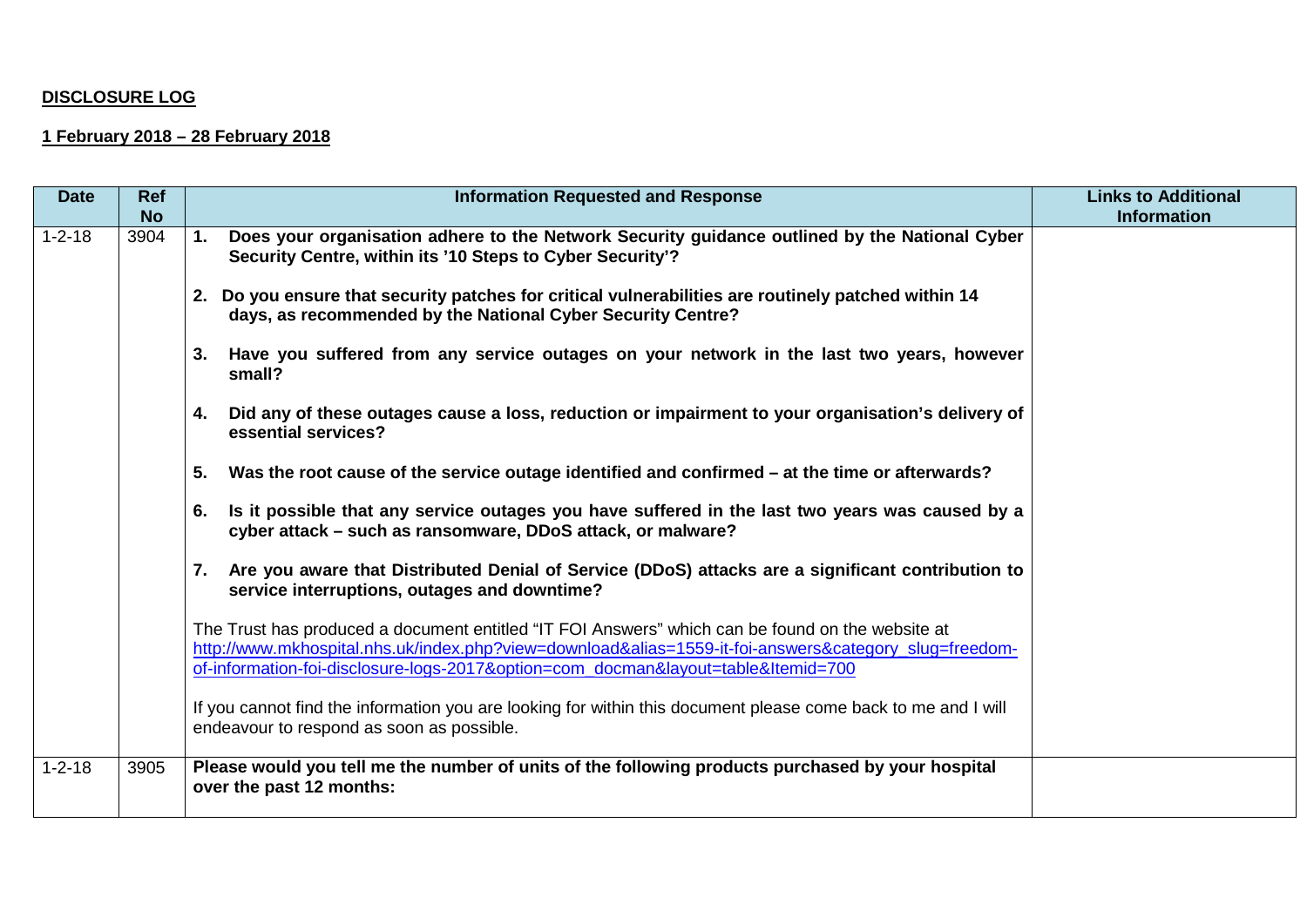**DISCLOSURE LOG**

**1 February 2018 – 28 February 2018**

| Date | Ref No | Information Requested and Response | Links to Additional Information |
|---|---|---|---|
| 1-2-18 | 3904 | **1. Does your organisation adhere to the Network Security guidance outlined by the National Cyber Security Centre, within its '10 Steps to Cyber Security'?**<br><br>**2. Do you ensure that security patches for critical vulnerabilities are routinely patched within 14 days, as recommended by the National Cyber Security Centre?**<br><br>**3. Have you suffered from any service outages on your network in the last two years, however small?**<br><br>**4. Did any of these outages cause a loss, reduction or impairment to your organisation's delivery of essential services?**<br><br>**5. Was the root cause of the service outage identified and confirmed – at the time or afterwards?**<br><br>**6. Is it possible that any service outages you have suffered in the last two years was caused by a cyber attack – such as ransomware, DDoS attack, or malware?**<br><br>**7. Are you aware that Distributed Denial of Service (DDoS) attacks are a significant contribution to service interruptions, outages and downtime?**<br><br>The Trust has produced a document entitled "IT FOI Answers" which can be found on the website at http://www.mkhospital.nhs.uk/index.php?view=download&alias=1559-it-foi-answers&category_slug=freedom-of-information-foi-disclosure-logs-2017&option=com_docman&layout=table&Itemid=700<br><br>If you cannot find the information you are looking for within this document please come back to me and I will endeavour to respond as soon as possible. | |
| 1-2-18 | 3905 | **Please would you tell me the number of units of the following products purchased by your hospital over the past 12 months:** | |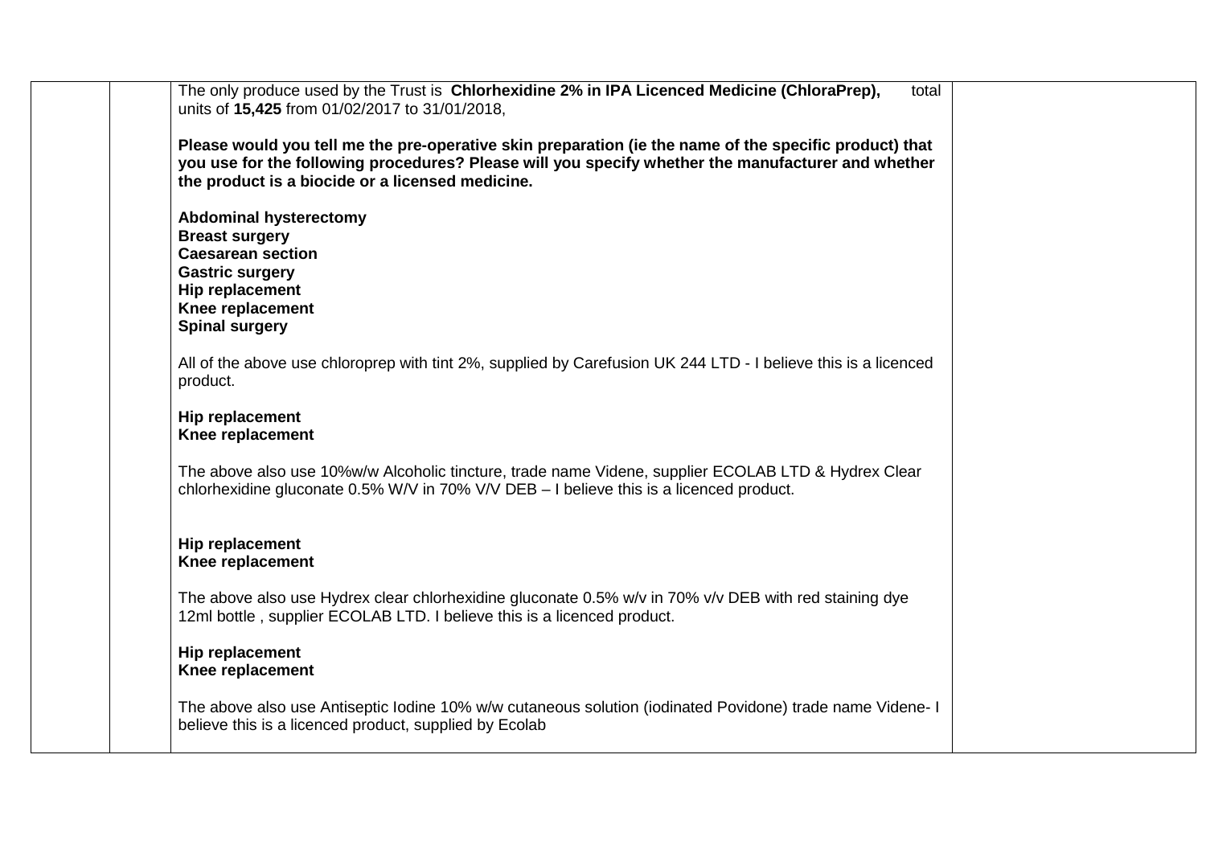| | | | |
|---|---|---|---|
| | | The only produce used by the Trust is **Chlorhexidine 2% in IPA Licenced Medicine (ChloraPrep),** total units of **15,425** from 01/02/2017 to 31/01/2018,<br><br>**Please would you tell me the pre-operative skin preparation (ie the name of the specific product) that you use for the following procedures? Please will you specify whether the manufacturer and whether the product is a biocide or a licensed medicine.**<br><br>**Abdominal hysterectomy**<br>**Breast surgery**<br>**Caesarean section**<br>**Gastric surgery**<br>**Hip replacement**<br>**Knee replacement**<br>**Spinal surgery**<br><br>All of the above use chloroprep with tint 2%, supplied by Carefusion UK 244 LTD - I believe this is a licenced product.<br><br>**Hip replacement**<br>**Knee replacement**<br><br>The above also use 10%w/w Alcoholic tincture, trade name Videne, supplier ECOLAB LTD & Hydrex Clear chlorhexidine gluconate 0.5% W/V in 70% V/V DEB – I believe this is a licenced product.<br><br>**Hip replacement**<br>**Knee replacement**<br><br>The above also use Hydrex clear chlorhexidine gluconate 0.5% w/v in 70% v/v DEB with red staining dye 12ml bottle , supplier ECOLAB LTD. I believe this is a licenced product.<br><br>**Hip replacement**<br>**Knee replacement**<br><br>The above also use Antiseptic Iodine 10% w/w cutaneous solution (iodinated Povidone) trade name Videne- I believe this is a licenced product, supplied by Ecolab | |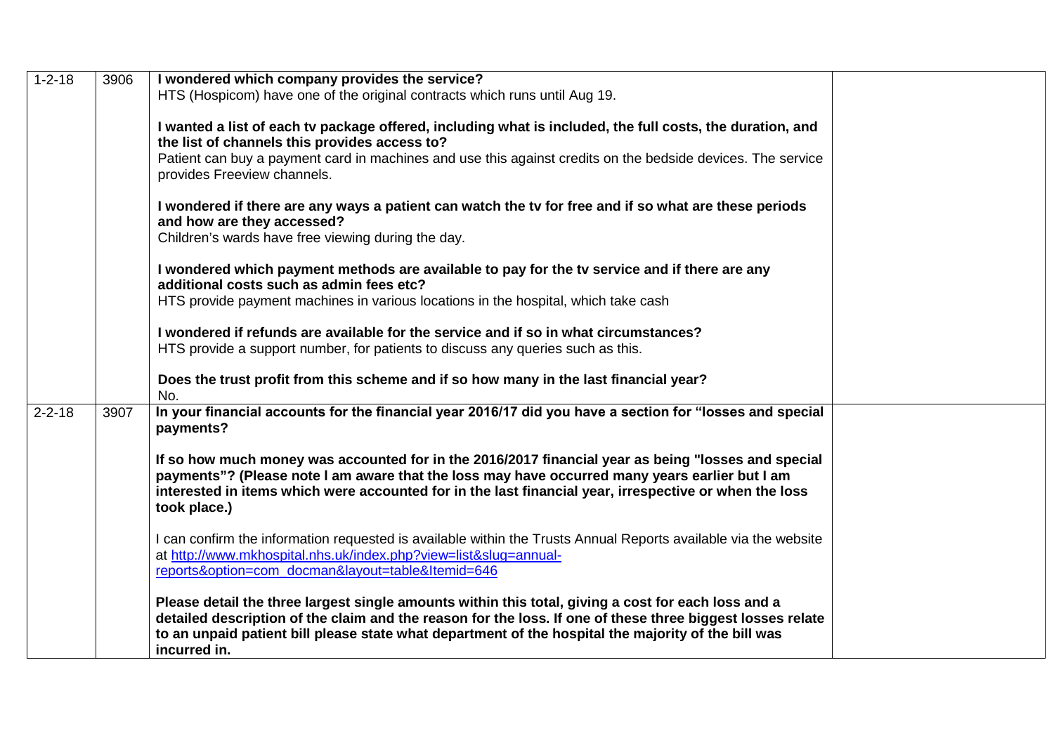| | | | |
|---|---|---|---|
| 1-2-18 | 3906 | **I wondered which company provides the service?**<br>HTS (Hospicom) have one of the original contracts which runs until Aug 19.<br><br>**I wanted a list of each tv package offered, including what is included, the full costs, the duration, and the list of channels this provides access to?**<br>Patient can buy a payment card in machines and use this against credits on the bedside devices. The service provides Freeview channels.<br><br>**I wondered if there are any ways a patient can watch the tv for free and if so what are these periods and how are they accessed?**<br>Children's wards have free viewing during the day.<br><br>**I wondered which payment methods are available to pay for the tv service and if there are any additional costs such as admin fees etc?**<br>HTS provide payment machines in various locations in the hospital, which take cash<br><br>**I wondered if refunds are available for the service and if so in what circumstances?**<br>HTS provide a support number, for patients to discuss any queries such as this.<br><br>**Does the trust profit from this scheme and if so how many in the last financial year?**<br>No. | |
| 2-2-18 | 3907 | **In your financial accounts for the financial year 2016/17 did you have a section for "losses and special payments?**<br><br>**If so how much money was accounted for in the 2016/2017 financial year as being "losses and special payments"? (Please note I am aware that the loss may have occurred many years earlier but I am interested in items which were accounted for in the last financial year, irrespective or when the loss took place.)**<br><br>I can confirm the information requested is available within the Trusts Annual Reports available via the website at [http://www.mkhospital.nhs.uk/index.php?view=list&slug=annual-reports&option=com_docman&layout=table&Itemid=646](http://www.mkhospital.nhs.uk/index.php?view=list&slug=annual-reports&option=com_docman&layout=table&Itemid=646)<br><br>**Please detail the three largest single amounts within this total, giving a cost for each loss and a detailed description of the claim and the reason for the loss. If one of these three biggest losses relate to an unpaid patient bill please state what department of the hospital the majority of the bill was incurred in.** | |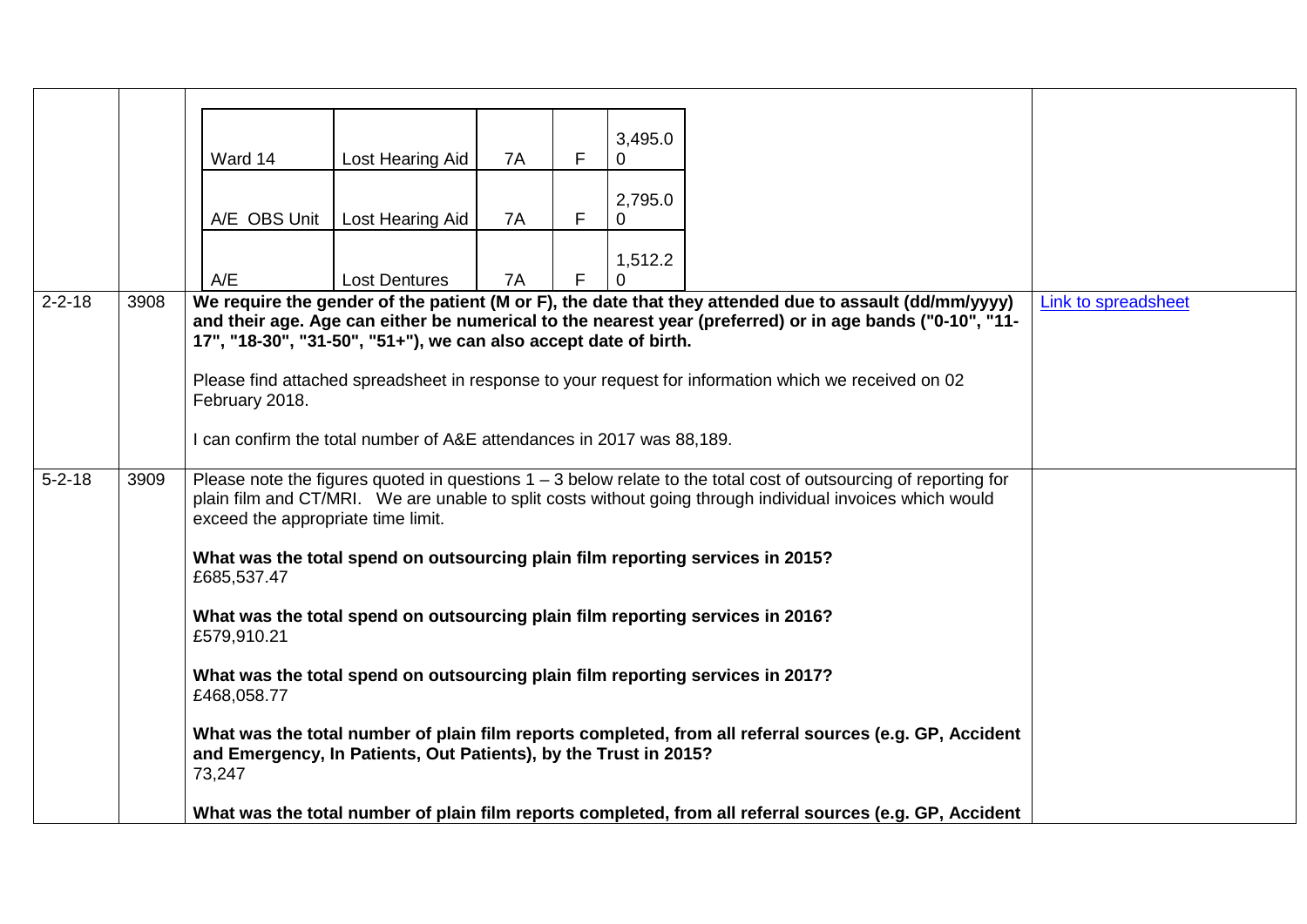| | | | |
|---|---|---|---|
| | | | Ward 14 \| Lost Hearing Aid \| 7A \| F \| 3,495.00<br>A/E OBS Unit \| Lost Hearing Aid \| 7A \| F \| 2,795.00<br>A/E \| Lost Dentures \| 7A \| F \| 1,512.20 | |
| 2-2-18 | 3908 | **We require the gender of the patient (M or F), the date that they attended due to assault (dd/mm/yyyy) and their age. Age can either be numerical to the nearest year (preferred) or in age bands ("0-10", "11-17", "18-30", "31-50", "51+"), we can also accept date of birth.**<br><br>Please find attached spreadsheet in response to your request for information which we received on 02 February 2018.<br><br>I can confirm the total number of A&E attendances in 2017 was 88,189. | Link to spreadsheet |
| 5-2-18 | 3909 | Please note the figures quoted in questions 1 – 3 below relate to the total cost of outsourcing of reporting for plain film and CT/MRI. We are unable to split costs without going through individual invoices which would exceed the appropriate time limit.<br><br>**What was the total spend on outsourcing plain film reporting services in 2015?**<br>£685,537.47<br><br>**What was the total spend on outsourcing plain film reporting services in 2016?**<br>£579,910.21<br><br>**What was the total spend on outsourcing plain film reporting services in 2017?**<br>£468,058.77<br><br>**What was the total number of plain film reports completed, from all referral sources (e.g. GP, Accident and Emergency, In Patients, Out Patients), by the Trust in 2015?**<br>73,247<br><br>**What was the total number of plain film reports completed, from all referral sources (e.g. GP, Accident** | |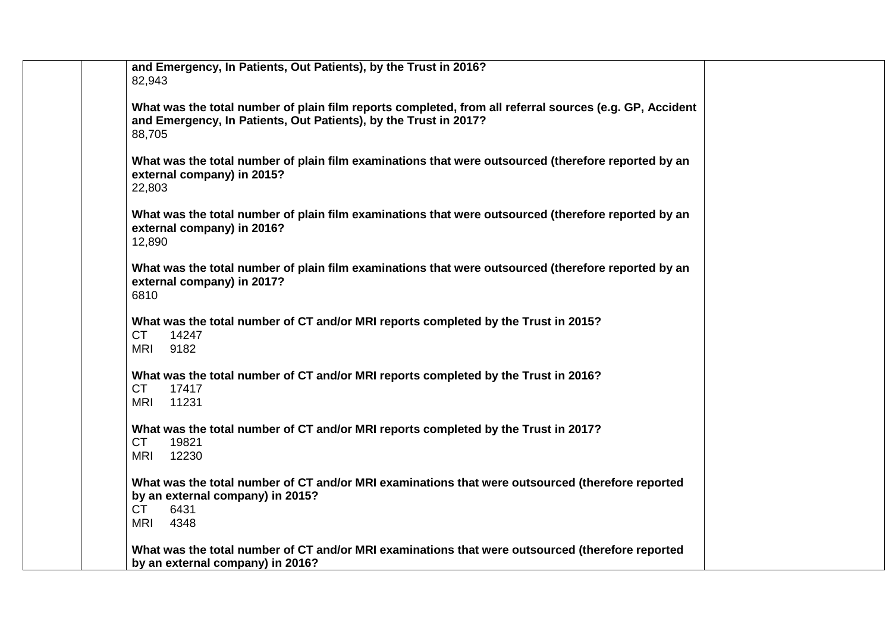| | | | |
|---|---|---|---|
| | | **and Emergency, In Patients, Out Patients), by the Trust in 2016?**<br>82,943<br><br>**What was the total number of plain film reports completed, from all referral sources (e.g. GP, Accident and Emergency, In Patients, Out Patients), by the Trust in 2017?**<br>88,705<br><br>**What was the total number of plain film examinations that were outsourced (therefore reported by an external company) in 2015?**<br>22,803<br><br>**What was the total number of plain film examinations that were outsourced (therefore reported by an external company) in 2016?**<br>12,890<br><br>**What was the total number of plain film examinations that were outsourced (therefore reported by an external company) in 2017?**<br>6810<br><br>**What was the total number of CT and/or MRI reports completed by the Trust in 2015?**<br>CT 14247<br>MRI 9182<br><br>**What was the total number of CT and/or MRI reports completed by the Trust in 2016?**<br>CT 17417<br>MRI 11231<br><br>**What was the total number of CT and/or MRI reports completed by the Trust in 2017?**<br>CT 19821<br>MRI 12230<br><br>**What was the total number of CT and/or MRI examinations that were outsourced (therefore reported by an external company) in 2015?**<br>CT 6431<br>MRI 4348<br><br>**What was the total number of CT and/or MRI examinations that were outsourced (therefore reported by an external company) in 2016?** | |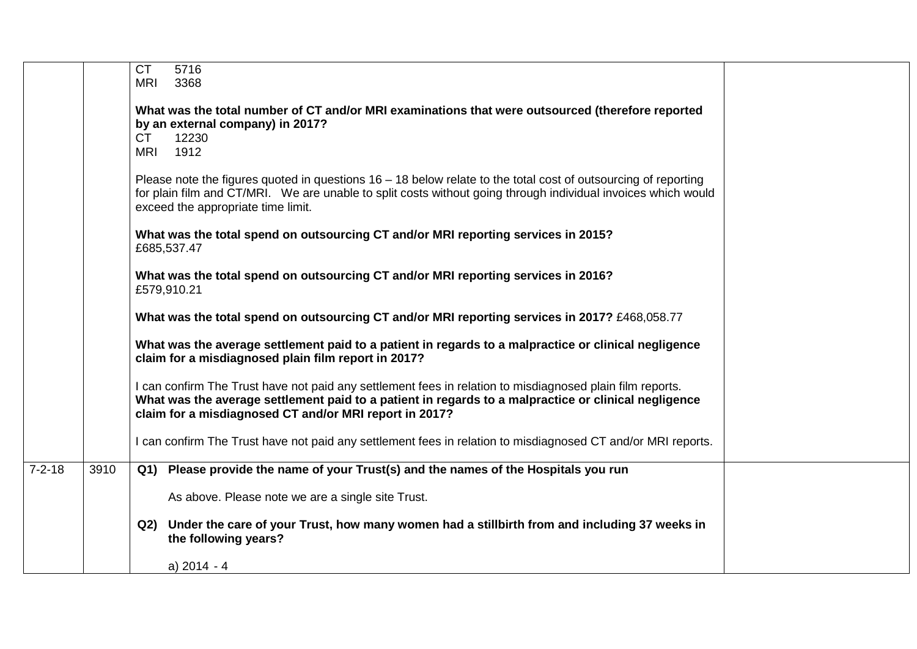| | | | |
|---|---|---|---|
| | | CT 5716<br>MRI 3368<br><br>**What was the total number of CT and/or MRI examinations that were outsourced (therefore reported by an external company) in 2017?**<br>CT 12230<br>MRI 1912<br><br>Please note the figures quoted in questions 16 – 18 below relate to the total cost of outsourcing of reporting for plain film and CT/MRI. We are unable to split costs without going through individual invoices which would exceed the appropriate time limit.<br><br>**What was the total spend on outsourcing CT and/or MRI reporting services in 2015?**<br>£685,537.47<br><br>**What was the total spend on outsourcing CT and/or MRI reporting services in 2016?**<br>£579,910.21<br><br>**What was the total spend on outsourcing CT and/or MRI reporting services in 2017?** £468,058.77<br><br>**What was the average settlement paid to a patient in regards to a malpractice or clinical negligence claim for a misdiagnosed plain film report in 2017?**<br><br>I can confirm The Trust have not paid any settlement fees in relation to misdiagnosed plain film reports.<br>**What was the average settlement paid to a patient in regards to a malpractice or clinical negligence claim for a misdiagnosed CT and/or MRI report in 2017?**<br><br>I can confirm The Trust have not paid any settlement fees in relation to misdiagnosed CT and/or MRI reports. | |
| 7-2-18 | 3910 | **Q1) Please provide the name of your Trust(s) and the names of the Hospitals you run**<br><br>As above. Please note we are a single site Trust.<br><br>**Q2) Under the care of your Trust, how many women had a stillbirth from and including 37 weeks in the following years?**<br><br>a) 2014 - 4 | |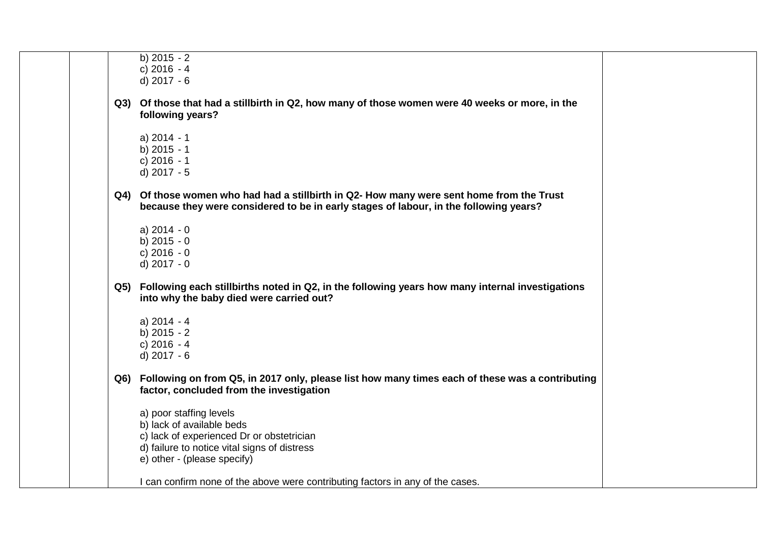b) 2015 - 2
c) 2016 - 4
d) 2017 - 6

**Q3) Of those that had a stillbirth in Q2, how many of those women were 40 weeks or more, in the following years?**

a) 2014 - 1
b) 2015 - 1
c) 2016 - 1
d) 2017 - 5

**Q4) Of those women who had had a stillbirth in Q2- How many were sent home from the Trust because they were considered to be in early stages of labour, in the following years?**

a) 2014 - 0
b) 2015 - 0
c) 2016 - 0
d) 2017 - 0

**Q5) Following each stillbirths noted in Q2, in the following years how many internal investigations into why the baby died were carried out?**

a) 2014 - 4
b) 2015 - 2
c) 2016 - 4
d) 2017 - 6

**Q6) Following on from Q5, in 2017 only, please list how many times each of these was a contributing factor, concluded from the investigation**

a) poor staffing levels
b) lack of available beds
c) lack of experienced Dr or obstetrician
d) failure to notice vital signs of distress
e) other - (please specify)

I can confirm none of the above were contributing factors in any of the cases.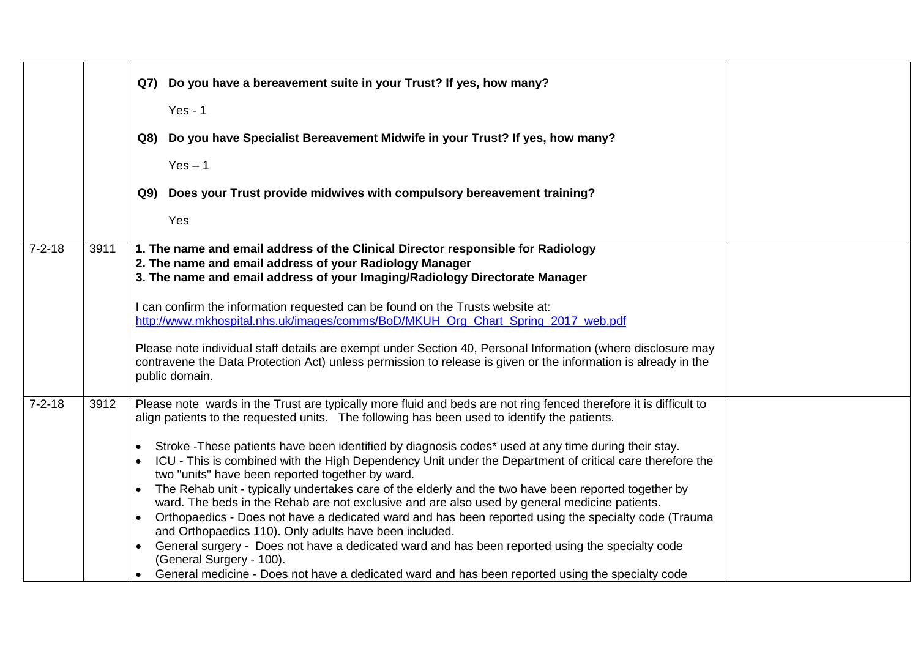| | | | |
|---|---|---|---|
| | | **Q7) Do you have a bereavement suite in your Trust? If yes, how many?**<br><br>Yes - 1<br><br>**Q8) Do you have Specialist Bereavement Midwife in your Trust? If yes, how many?**<br><br>Yes – 1<br><br>**Q9) Does your Trust provide midwives with compulsory bereavement training?**<br><br>Yes | |
| 7-2-18 | 3911 | **1. The name and email address of the Clinical Director responsible for Radiology**<br>**2. The name and email address of your Radiology Manager**<br>**3. The name and email address of your Imaging/Radiology Directorate Manager**<br><br>I can confirm the information requested can be found on the Trusts website at:<br>http://www.mkhospital.nhs.uk/images/comms/BoD/MKUH_Org_Chart_Spring_2017_web.pdf<br><br>Please note individual staff details are exempt under Section 40, Personal Information (where disclosure may contravene the Data Protection Act) unless permission to release is given or the information is already in the public domain. | |
| 7-2-18 | 3912 | Please note wards in the Trust are typically more fluid and beds are not ring fenced therefore it is difficult to align patients to the requested units. The following has been used to identify the patients.<br><br>• Stroke -These patients have been identified by diagnosis codes* used at any time during their stay.<br>• ICU - This is combined with the High Dependency Unit under the Department of critical care therefore the two "units" have been reported together by ward.<br>• The Rehab unit - typically undertakes care of the elderly and the two have been reported together by ward. The beds in the Rehab are not exclusive and are also used by general medicine patients.<br>• Orthopaedics - Does not have a dedicated ward and has been reported using the specialty code (Trauma and Orthopaedics 110). Only adults have been included.<br>• General surgery - Does not have a dedicated ward and has been reported using the specialty code (General Surgery - 100).<br>• General medicine - Does not have a dedicated ward and has been reported using the specialty code | |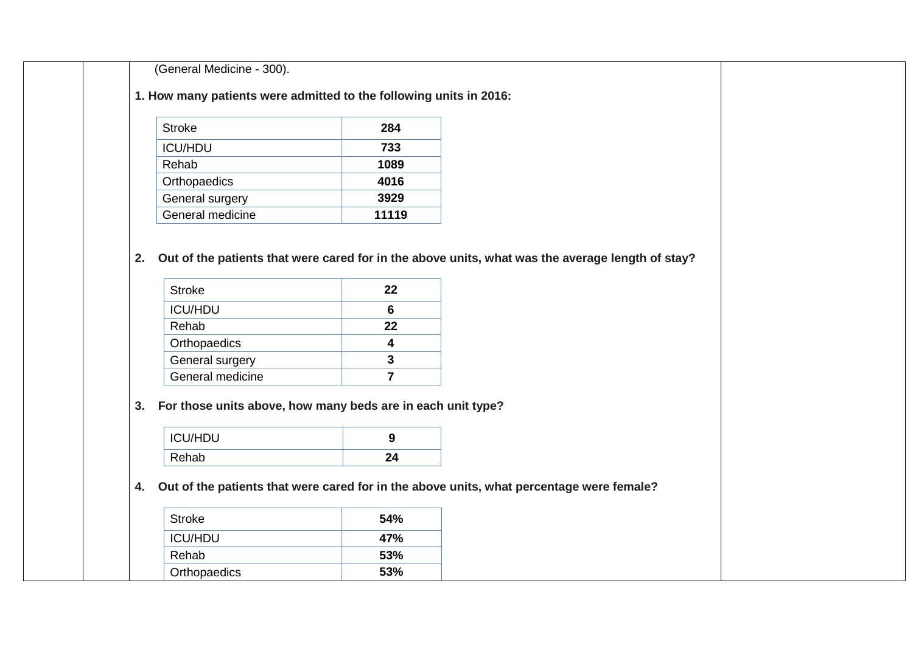(General Medicine - 300).

**1. How many patients were admitted to the following units in 2016:**

| | |
|---|---|
| Stroke | **284** |
| ICU/HDU | **733** |
| Rehab | **1089** |
| Orthopaedics | **4016** |
| General surgery | **3929** |
| General medicine | **11119** |

**2. Out of the patients that were cared for in the above units, what was the average length of stay?**

| | |
|---|---|
| Stroke | **22** |
| ICU/HDU | **6** |
| Rehab | **22** |
| Orthopaedics | **4** |
| General surgery | **3** |
| General medicine | **7** |

**3. For those units above, how many beds are in each unit type?**

| | |
|---|---|
| ICU/HDU | **9** |
| Rehab | **24** |

**4. Out of the patients that were cared for in the above units, what percentage were female?**

| | |
|---|---|
| Stroke | **54%** |
| ICU/HDU | **47%** |
| Rehab | **53%** |
| Orthopaedics | **53%** |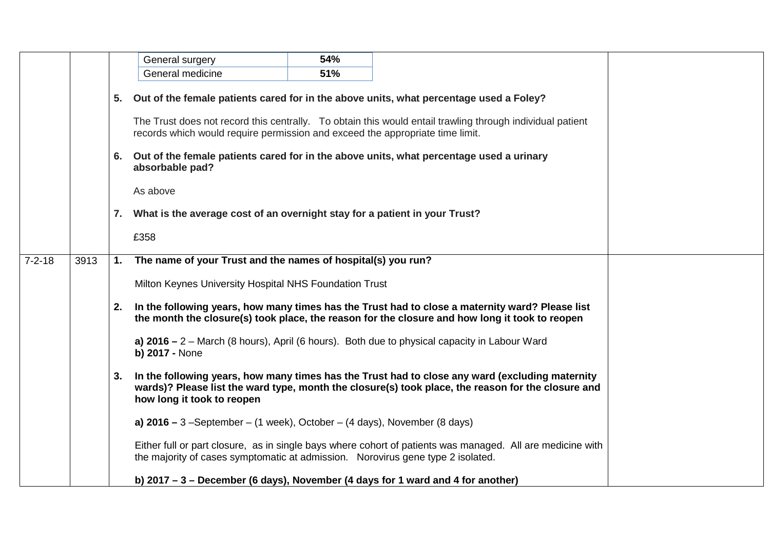| | | | |
|---|---|---|---|
| | | <table><tr><td>General surgery</td><td>**54%**</td></tr><tr><td>General medicine</td><td>**51%**</td></tr></table> **5. Out of the female patients cared for in the above units, what percentage used a Foley?** The Trust does not record this centrally. To obtain this would entail trawling through individual patient records which would require permission and exceed the appropriate time limit. **6. Out of the female patients cared for in the above units, what percentage used a urinary absorbable pad?** As above **7. What is the average cost of an overnight stay for a patient in your Trust?** £358 | |
| 7-2-18 | 3913 | **1. The name of your Trust and the names of hospital(s) you run?** Milton Keynes University Hospital NHS Foundation Trust **2. In the following years, how many times has the Trust had to close a maternity ward? Please list the month the closure(s) took place, the reason for the closure and how long it took to reopen** **a) 2016 –** 2 – March (8 hours), April (6 hours). Both due to physical capacity in Labour Ward **b) 2017 -** None **3. In the following years, how many times has the Trust had to close any ward (excluding maternity wards)? Please list the ward type, month the closure(s) took place, the reason for the closure and how long it took to reopen** **a) 2016 –** 3 –September – (1 week), October – (4 days), November (8 days) Either full or part closure, as in single bays where cohort of patients was managed. All are medicine with the majority of cases symptomatic at admission. Norovirus gene type 2 isolated. **b) 2017 – 3 – December (6 days), November (4 days for 1 ward and 4 for another)** | |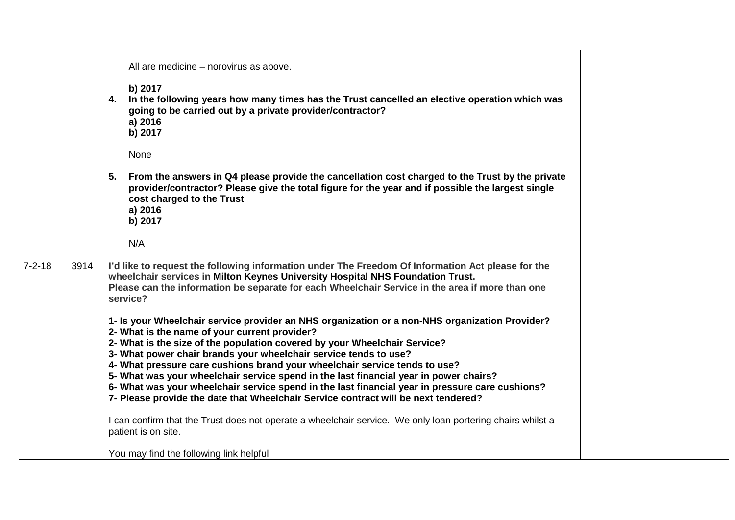| | | | |
|---|---|---|---|
| | | All are medicine – norovirus as above.<br><br>**b) 2017**<br>**4. In the following years how many times has the Trust cancelled an elective operation which was going to be carried out by a private provider/contractor?**<br>**a) 2016**<br>**b) 2017**<br><br>None<br><br>**5. From the answers in Q4 please provide the cancellation cost charged to the Trust by the private provider/contractor? Please give the total figure for the year and if possible the largest single cost charged to the Trust**<br>**a) 2016**<br>**b) 2017**<br><br>N/A | |
| 7-2-18 | 3914 | **I'd like to request the following information under The Freedom Of Information Act please for the wheelchair services in Milton Keynes University Hospital NHS Foundation Trust.**<br>**Please can the information be separate for each Wheelchair Service in the area if more than one service?**<br><br>**1- Is your Wheelchair service provider an NHS organization or a non-NHS organization Provider?**<br>**2- What is the name of your current provider?**<br>**2- What is the size of the population covered by your Wheelchair Service?**<br>**3- What power chair brands your wheelchair service tends to use?**<br>**4- What pressure care cushions brand your wheelchair service tends to use?**<br>**5- What was your wheelchair service spend in the last financial year in power chairs?**<br>**6- What was your wheelchair service spend in the last financial year in pressure care cushions?**<br>**7- Please provide the date that Wheelchair Service contract will be next tendered?**<br><br>I can confirm that the Trust does not operate a wheelchair service. We only loan portering chairs whilst a patient is on site.<br><br>You may find the following link helpful | |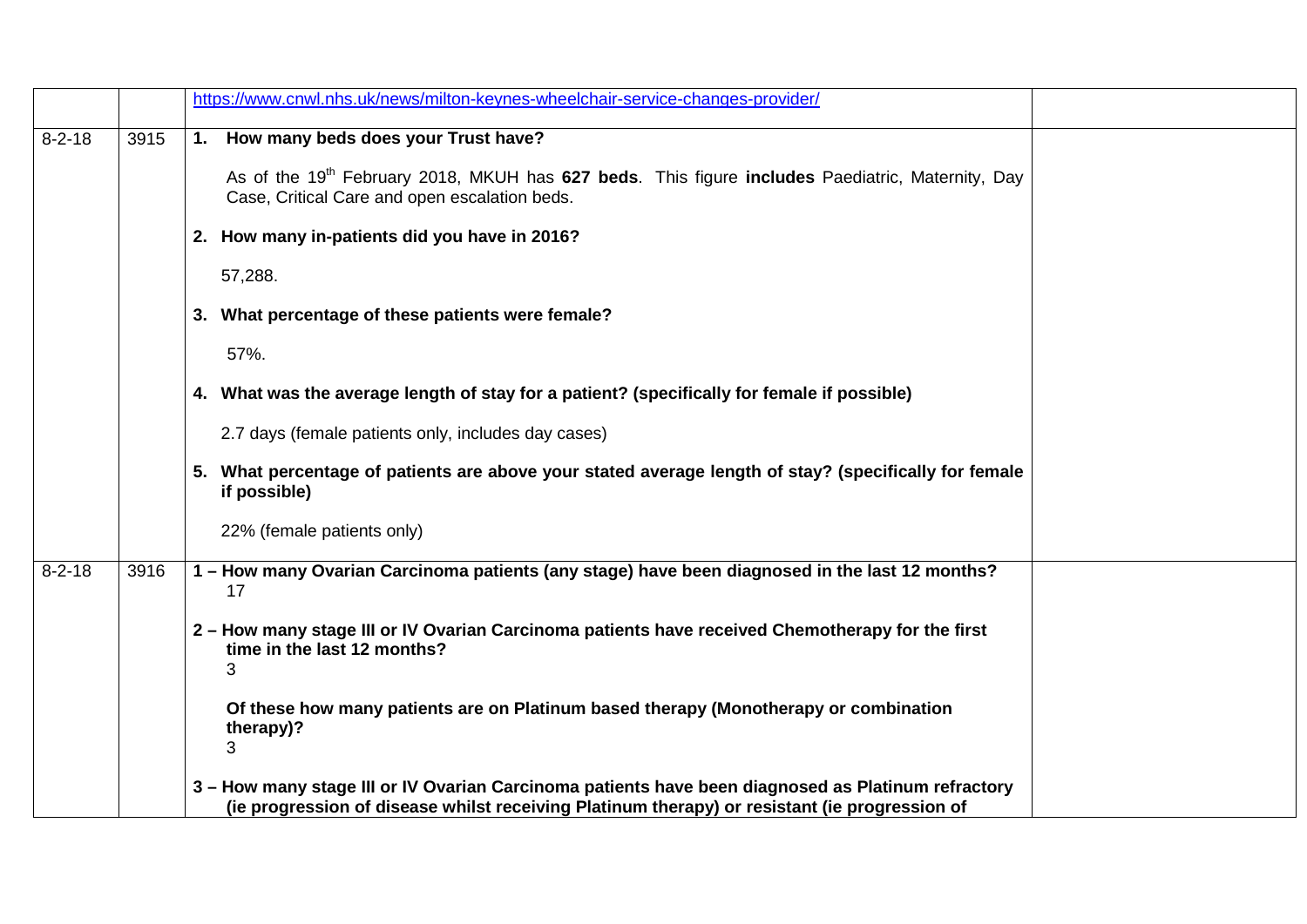| | | | |
|---|---|---|---|
| | | https://www.cnwl.nhs.uk/news/milton-keynes-wheelchair-service-changes-provider/ | |
| 8-2-18 | 3915 | **1. How many beds does your Trust have?**<br><br>As of the 19th February 2018, MKUH has **627 beds**. This figure **includes** Paediatric, Maternity, Day Case, Critical Care and open escalation beds.<br><br>**2. How many in-patients did you have in 2016?**<br><br>57,288.<br><br>**3. What percentage of these patients were female?**<br><br>57%.<br><br>**4. What was the average length of stay for a patient? (specifically for female if possible)**<br><br>2.7 days (female patients only, includes day cases)<br><br>**5. What percentage of patients are above your stated average length of stay? (specifically for female if possible)**<br><br>22% (female patients only) | |
| 8-2-18 | 3916 | **1 – How many Ovarian Carcinoma patients (any stage) have been diagnosed in the last 12 months?**<br>17<br><br>**2 – How many stage III or IV Ovarian Carcinoma patients have received Chemotherapy for the first time in the last 12 months?**<br>3<br><br>**Of these how many patients are on Platinum based therapy (Monotherapy or combination therapy)?**<br>3<br><br>**3 – How many stage III or IV Ovarian Carcinoma patients have been diagnosed as Platinum refractory (ie progression of disease whilst receiving Platinum therapy) or resistant (ie progression of** | |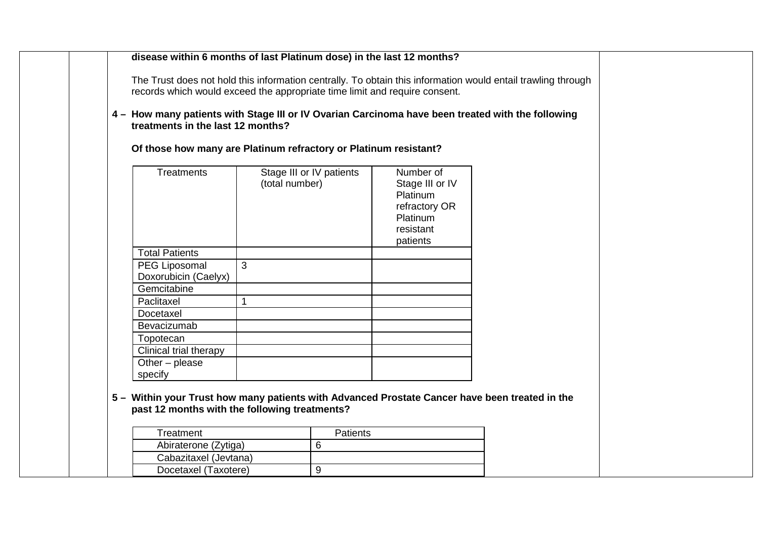**disease within 6 months of last Platinum dose) in the last 12 months?**

The Trust does not hold this information centrally. To obtain this information would entail trawling through records which would exceed the appropriate time limit and require consent.

**4 – How many patients with Stage III or IV Ovarian Carcinoma have been treated with the following treatments in the last 12 months?**

**Of those how many are Platinum refractory or Platinum resistant?**

| Treatments | Stage III or IV patients (total number) | Number of Stage III or IV Platinum refractory OR Platinum resistant patients |
|---|---|---|
| Total Patients | | |
| PEG Liposomal Doxorubicin (Caelyx) | 3 | |
| Gemcitabine | | |
| Paclitaxel | 1 | |
| Docetaxel | | |
| Bevacizumab | | |
| Topotecan | | |
| Clinical trial therapy | | |
| Other – please specify | | |

**5 – Within your Trust how many patients with Advanced Prostate Cancer have been treated in the past 12 months with the following treatments?**

| Treatment | Patients |
|---|---|
| Abiraterone (Zytiga) | 6 |
| Cabazitaxel (Jevtana) | |
| Docetaxel (Taxotere) | 9 |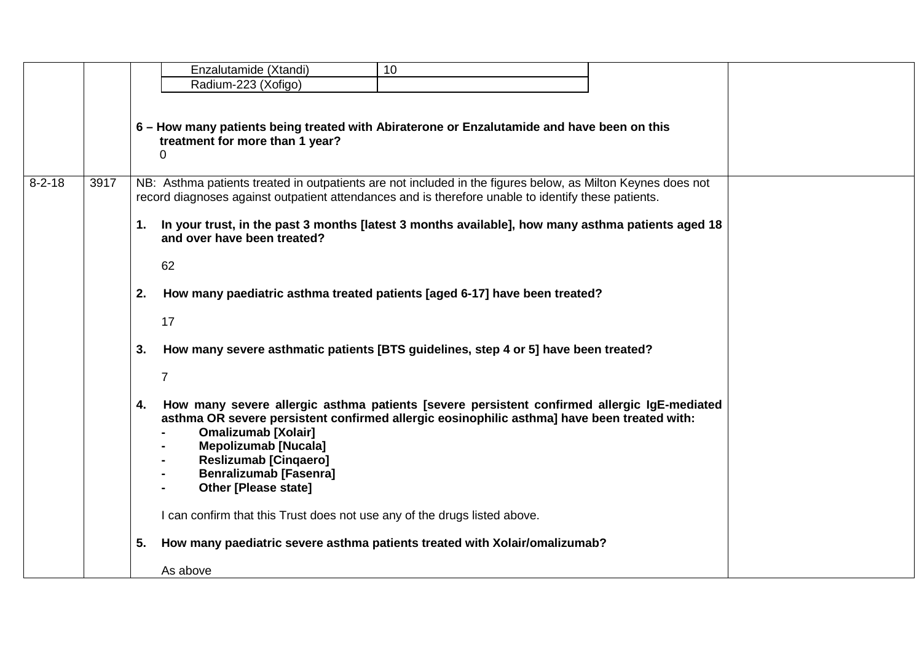| | | | |
|---|---|---|---|
| | | <table><tr><td>Enzalutamide (Xtandi)</td><td>10</td></tr><tr><td>Radium-223 (Xofigo)</td><td></td></tr></table><br><br>**6 – How many patients being treated with Abiraterone or Enzalutamide and have been on this treatment for more than 1 year?**<br>0 | |
| 8-2-18 | 3917 | NB: Asthma patients treated in outpatients are not included in the figures below, as Milton Keynes does not record diagnoses against outpatient attendances and is therefore unable to identify these patients.<br><br>**1. In your trust, in the past 3 months [latest 3 months available], how many asthma patients aged 18 and over have been treated?**<br><br>62<br><br>**2. How many paediatric asthma treated patients [aged 6-17] have been treated?**<br><br>17<br><br>**3. How many severe asthmatic patients [BTS guidelines, step 4 or 5] have been treated?**<br><br>7<br><br>**4. How many severe allergic asthma patients [severe persistent confirmed allergic IgE-mediated asthma OR severe persistent confirmed allergic eosinophilic asthma] have been treated with:**<br>**- Omalizumab [Xolair]**<br>**- Mepolizumab [Nucala]**<br>**- Reslizumab [Cinqaero]**<br>**- Benralizumab [Fasenra]**<br>**- Other [Please state]**<br><br>I can confirm that this Trust does not use any of the drugs listed above.<br><br>**5. How many paediatric severe asthma patients treated with Xolair/omalizumab?**<br><br>As above | |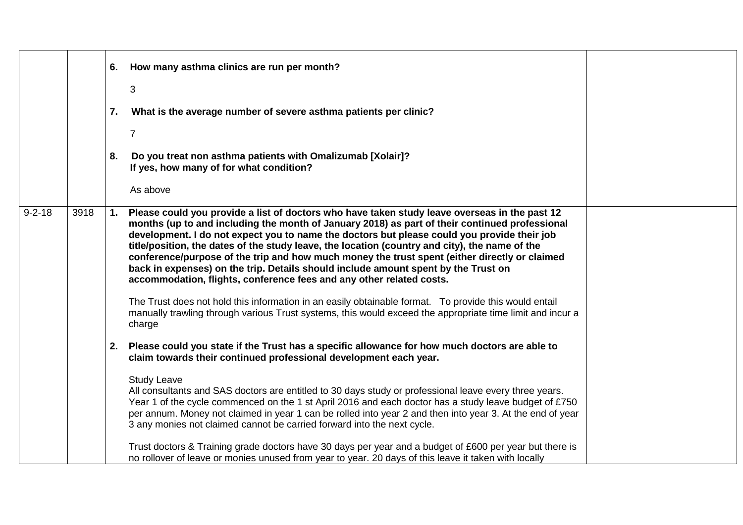| | | | |
|---|---|---|---|
| | | **6. How many asthma clinics are run per month?**<br><br>3<br><br>**7. What is the average number of severe asthma patients per clinic?**<br><br>7<br><br>**8. Do you treat non asthma patients with Omalizumab [Xolair]? If yes, how many of for what condition?**<br><br>As above | |
| 9-2-18 | 3918 | **1. Please could you provide a list of doctors who have taken study leave overseas in the past 12 months (up to and including the month of January 2018) as part of their continued professional development. I do not expect you to name the doctors but please could you provide their job title/position, the dates of the study leave, the location (country and city), the name of the conference/purpose of the trip and how much money the trust spent (either directly or claimed back in expenses) on the trip. Details should include amount spent by the Trust on accommodation, flights, conference fees and any other related costs.**<br><br>The Trust does not hold this information in an easily obtainable format. To provide this would entail manually trawling through various Trust systems, this would exceed the appropriate time limit and incur a charge<br><br>**2. Please could you state if the Trust has a specific allowance for how much doctors are able to claim towards their continued professional development each year.**<br><br>Study Leave<br>All consultants and SAS doctors are entitled to 30 days study or professional leave every three years. Year 1 of the cycle commenced on the 1 st April 2016 and each doctor has a study leave budget of £750 per annum. Money not claimed in year 1 can be rolled into year 2 and then into year 3. At the end of year 3 any monies not claimed cannot be carried forward into the next cycle.<br><br>Trust doctors & Training grade doctors have 30 days per year and a budget of £600 per year but there is no rollover of leave or monies unused from year to year. 20 days of this leave it taken with locally | |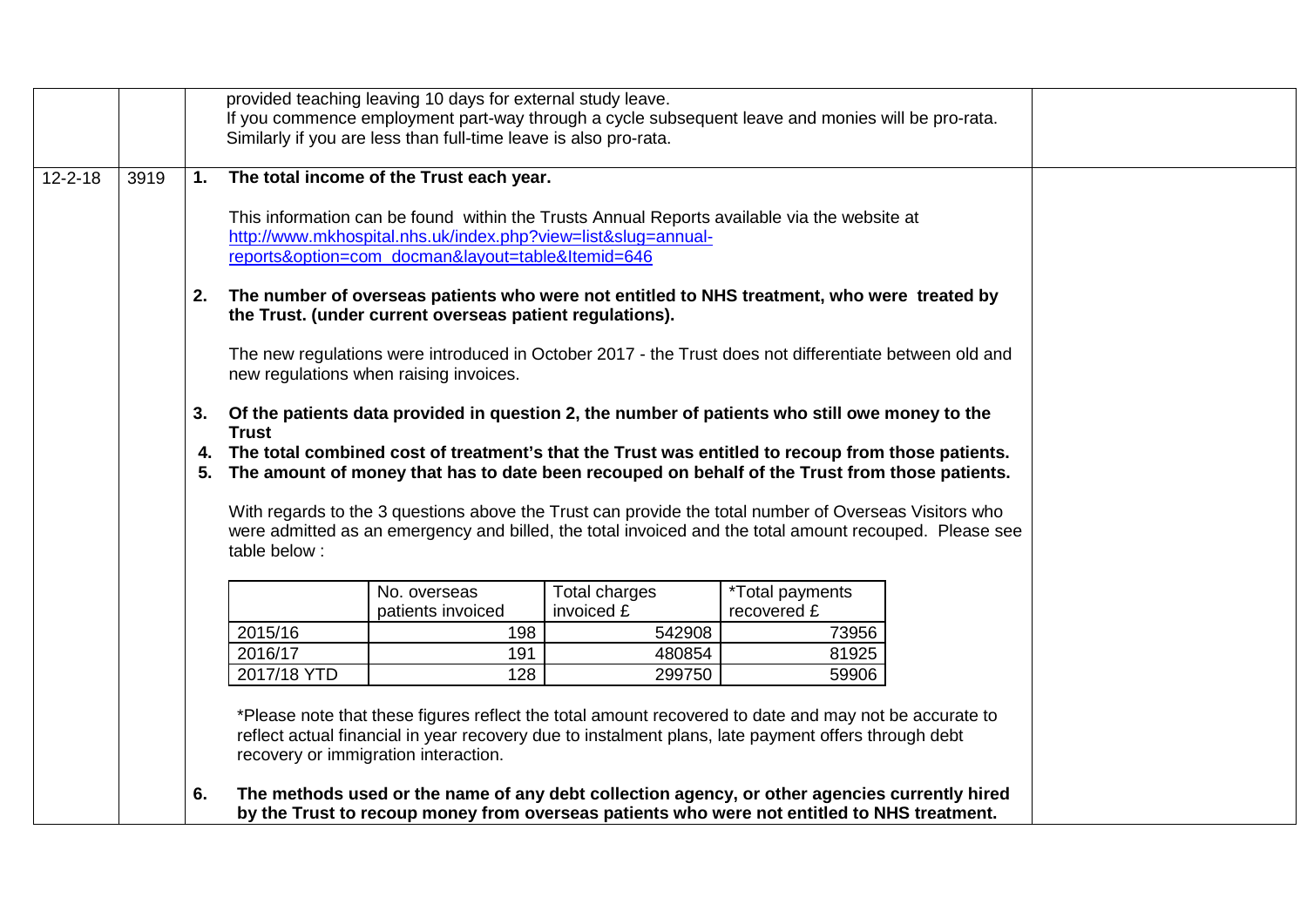| | | |
|---|---|---|
| | | provided teaching leaving 10 days for external study leave. If you commence employment part-way through a cycle subsequent leave and monies will be pro-rata. Similarly if you are less than full-time leave is also pro-rata. |
| 12-2-18 | 3919 | **1. The total income of the Trust each year.** |

This information can be found within the Trusts Annual Reports available via the website at [http://www.mkhospital.nhs.uk/index.php?view=list&slug=annual-reports&option=com_docman&layout=table&Itemid=646](http://www.mkhospital.nhs.uk/index.php?view=list&slug=annual-reports&option=com_docman&layout=table&Itemid=646)

**2. The number of overseas patients who were not entitled to NHS treatment, who were treated by the Trust. (under current overseas patient regulations).**

The new regulations were introduced in October 2017 - the Trust does not differentiate between old and new regulations when raising invoices.

**3. Of the patients data provided in question 2, the number of patients who still owe money to the Trust**

**4. The total combined cost of treatment's that the Trust was entitled to recoup from those patients.**

**5. The amount of money that has to date been recouped on behalf of the Trust from those patients.**

With regards to the 3 questions above the Trust can provide the total number of Overseas Visitors who were admitted as an emergency and billed, the total invoiced and the total amount recouped. Please see table below :

| | No. overseas patients invoiced | Total charges invoiced £ | *Total payments recovered £ |
|---|---|---|---|
| 2015/16 | 198 | 542908 | 73956 |
| 2016/17 | 191 | 480854 | 81925 |
| 2017/18 YTD | 128 | 299750 | 59906 |

*Please note that these figures reflect the total amount recovered to date and may not be accurate to reflect actual financial in year recovery due to instalment plans, late payment offers through debt recovery or immigration interaction.

**6. The methods used or the name of any debt collection agency, or other agencies currently hired by the Trust to recoup money from overseas patients who were not entitled to NHS treatment.**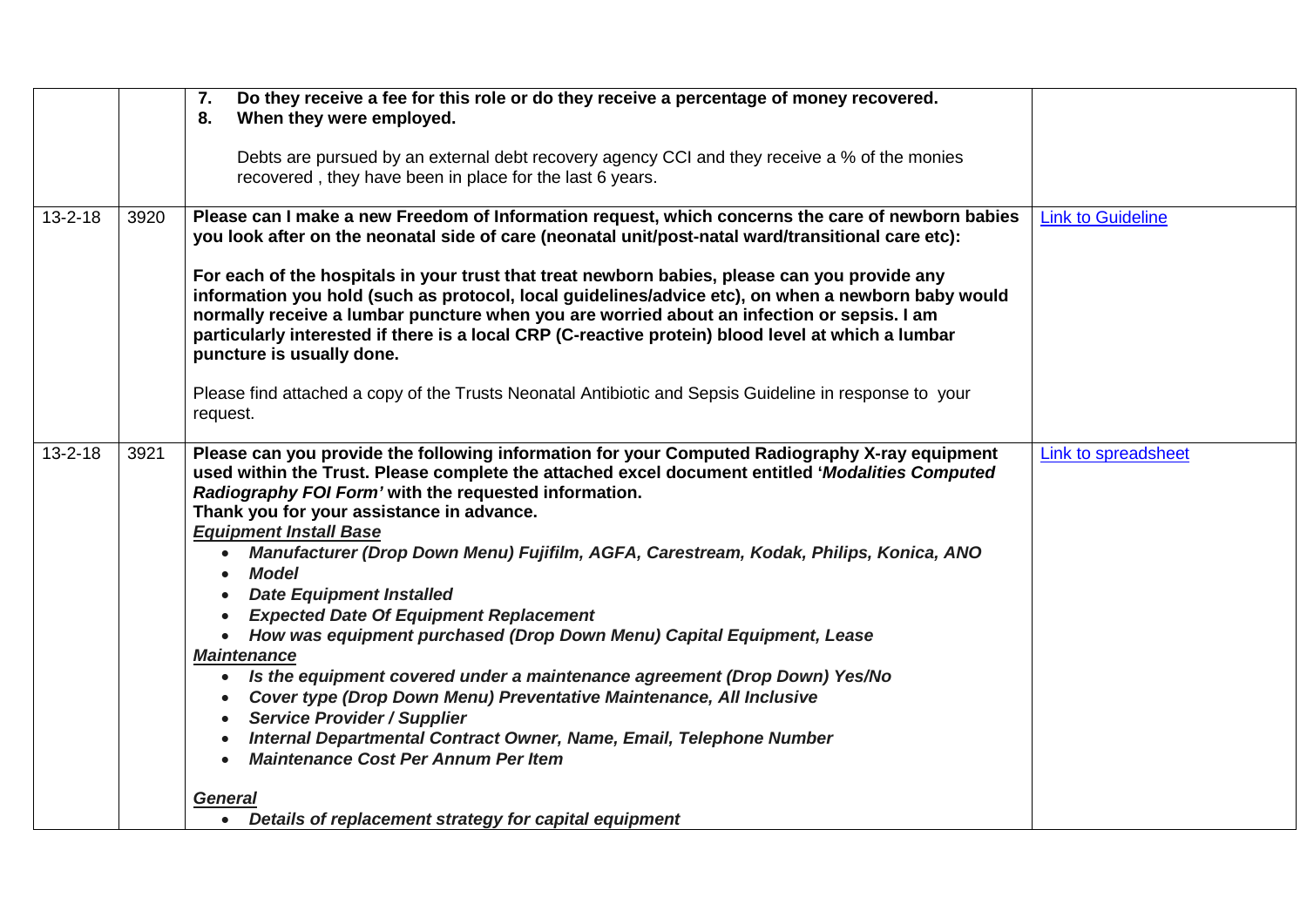| | | | |
|---|---|---|---|
| | | **7. Do they receive a fee for this role or do they receive a percentage of money recovered.**<br>**8. When they were employed.**<br><br>Debts are pursued by an external debt recovery agency CCI and they receive a % of the monies recovered , they have been in place for the last 6 years. | |
| 13-2-18 | 3920 | **Please can I make a new Freedom of Information request, which concerns the care of newborn babies you look after on the neonatal side of care (neonatal unit/post-natal ward/transitional care etc):**<br><br>**For each of the hospitals in your trust that treat newborn babies, please can you provide any information you hold (such as protocol, local guidelines/advice etc), on when a newborn baby would normally receive a lumbar puncture when you are worried about an infection or sepsis. I am particularly interested if there is a local CRP (C-reactive protein) blood level at which a lumbar puncture is usually done.**<br><br>Please find attached a copy of the Trusts Neonatal Antibiotic and Sepsis Guideline in response to your request. | Link to Guideline |
| 13-2-18 | 3921 | **Please can you provide the following information for your Computed Radiography X-ray equipment used within the Trust. Please complete the attached excel document entitled '*Modalities Computed Radiography FOI Form*' with the requested information.**<br>**Thank you for your assistance in advance.**<br>***Equipment Install Base***<br>• ***Manufacturer (Drop Down Menu) Fujifilm, AGFA, Carestream, Kodak, Philips, Konica, ANO***<br>• ***Model***<br>• ***Date Equipment Installed***<br>• ***Expected Date Of Equipment Replacement***<br>• ***How was equipment purchased (Drop Down Menu) Capital Equipment, Lease***<br>***Maintenance***<br>• ***Is the equipment covered under a maintenance agreement (Drop Down) Yes/No***<br>• ***Cover type (Drop Down Menu) Preventative Maintenance, All Inclusive***<br>• ***Service Provider / Supplier***<br>• ***Internal Departmental Contract Owner, Name, Email, Telephone Number***<br>• ***Maintenance Cost Per Annum Per Item***<br><br>***General***<br>• ***Details of replacement strategy for capital equipment*** | Link to spreadsheet |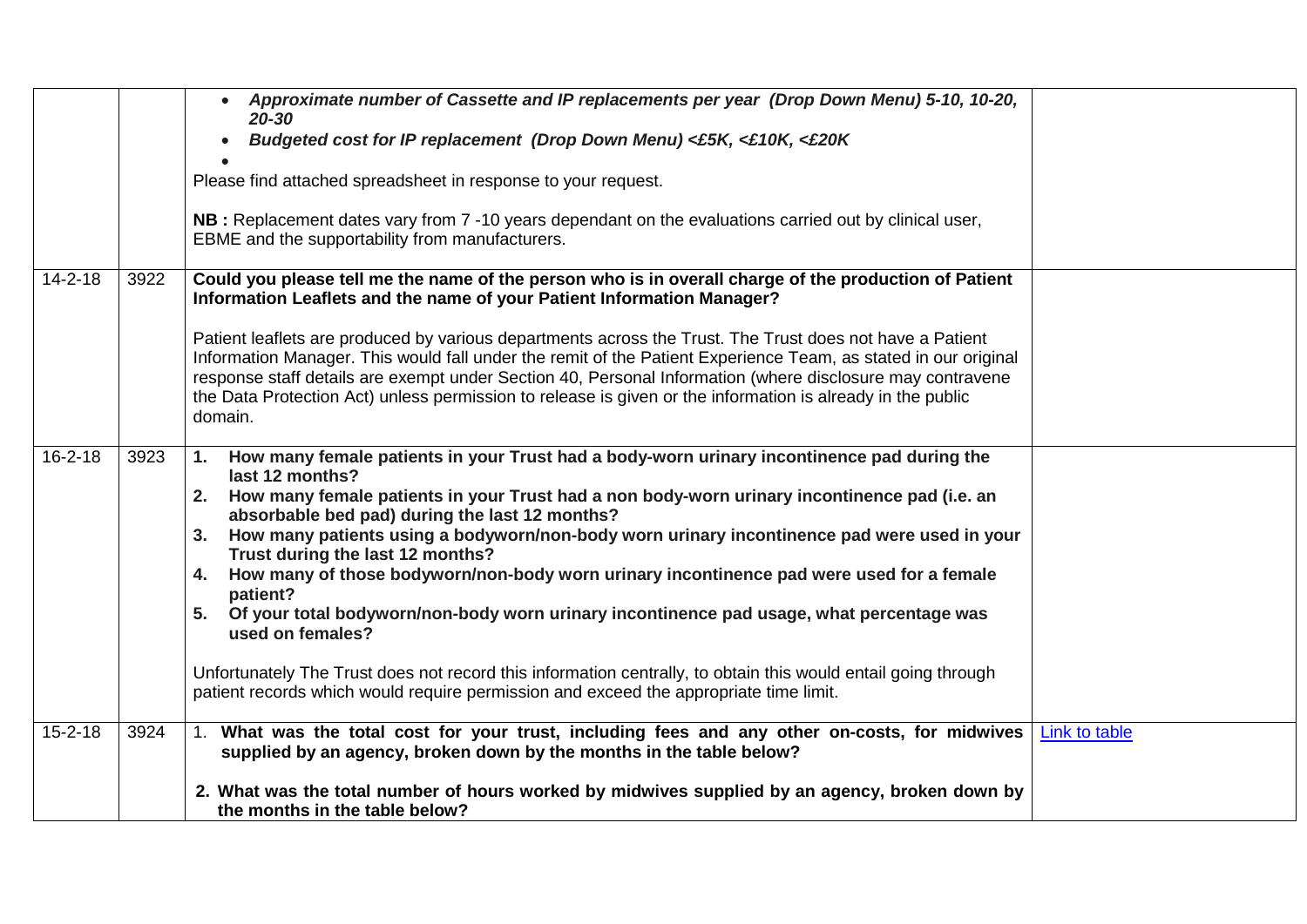| | | | |
|---|---|---|---|
| | | • ***Approximate number of Cassette and IP replacements per year (Drop Down Menu) 5-10, 10-20, 20-30***<br>• ***Budgeted cost for IP replacement (Drop Down Menu) <£5K, <£10K, <£20K***<br>•<br>Please find attached spreadsheet in response to your request.<br><br>**NB :** Replacement dates vary from 7 -10 years dependant on the evaluations carried out by clinical user, EBME and the supportability from manufacturers. | |
| 14-2-18 | 3922 | **Could you please tell me the name of the person who is in overall charge of the production of Patient Information Leaflets and the name of your Patient Information Manager?**<br><br>Patient leaflets are produced by various departments across the Trust. The Trust does not have a Patient Information Manager. This would fall under the remit of the Patient Experience Team, as stated in our original response staff details are exempt under Section 40, Personal Information (where disclosure may contravene the Data Protection Act) unless permission to release is given or the information is already in the public domain. | |
| 16-2-18 | 3923 | **1. How many female patients in your Trust had a body-worn urinary incontinence pad during the last 12 months?**<br>**2. How many female patients in your Trust had a non body-worn urinary incontinence pad (i.e. an absorbable bed pad) during the last 12 months?**<br>**3. How many patients using a bodyworn/non-body worn urinary incontinence pad were used in your Trust during the last 12 months?**<br>**4. How many of those bodyworn/non-body worn urinary incontinence pad were used for a female patient?**<br>**5. Of your total bodyworn/non-body worn urinary incontinence pad usage, what percentage was used on females?**<br><br>Unfortunately The Trust does not record this information centrally, to obtain this would entail going through patient records which would require permission and exceed the appropriate time limit. | |
| 15-2-18 | 3924 | 1. **What was the total cost for your trust, including fees and any other on-costs, for midwives supplied by an agency, broken down by the months in the table below?**<br><br>**2. What was the total number of hours worked by midwives supplied by an agency, broken down by the months in the table below?** | Link to table |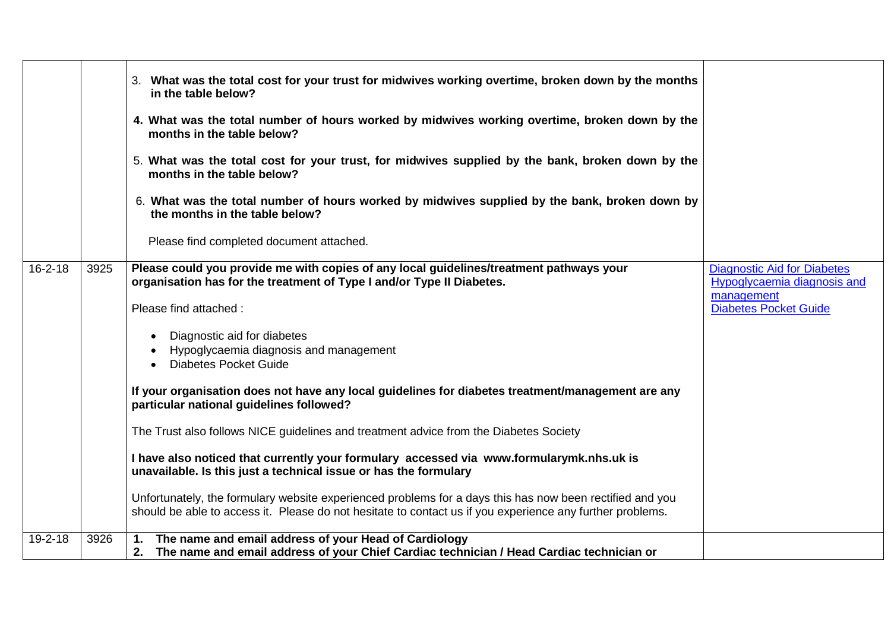| | | | |
|---|---|---|---|
| | | 3. **What was the total cost for your trust for midwives working overtime, broken down by the months in the table below?**<br><br>4. **What was the total number of hours worked by midwives working overtime, broken down by the months in the table below?**<br><br>5. **What was the total cost for your trust, for midwives supplied by the bank, broken down by the months in the table below?**<br><br>6. **What was the total number of hours worked by midwives supplied by the bank, broken down by the months in the table below?**<br><br>Please find completed document attached. | |
| 16-2-18 | 3925 | **Please could you provide me with copies of any local guidelines/treatment pathways your organisation has for the treatment of Type I and/or Type II Diabetes.**<br><br>Please find attached :<br><br>• Diagnostic aid for diabetes<br>• Hypoglycaemia diagnosis and management<br>• Diabetes Pocket Guide<br><br>**If your organisation does not have any local guidelines for diabetes treatment/management are any particular national guidelines followed?**<br><br>The Trust also follows NICE guidelines and treatment advice from the Diabetes Society<br><br>**I have also noticed that currently your formulary accessed via www.formularymk.nhs.uk is unavailable. Is this just a technical issue or has the formulary**<br><br>Unfortunately, the formulary website experienced problems for a days this has now been rectified and you should be able to access it. Please do not hesitate to contact us if you experience any further problems. | Diagnostic Aid for Diabetes<br>Hypoglycaemia diagnosis and management<br>Diabetes Pocket Guide |
| 19-2-18 | 3926 | 1. **The name and email address of your Head of Cardiology**<br>2. **The name and email address of your Chief Cardiac technician / Head Cardiac technician or** | |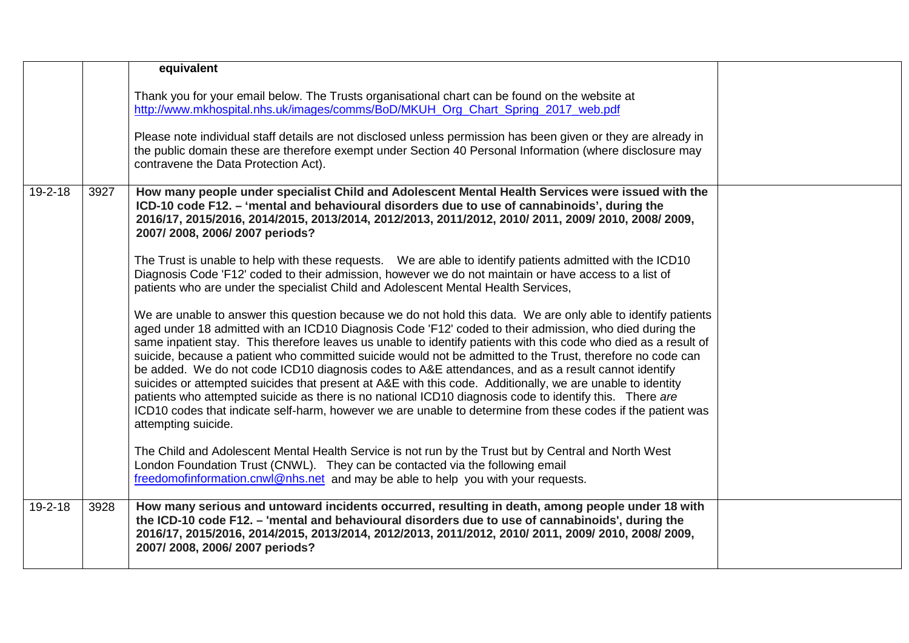| | | | |
|---|---|---|---|
| | | **equivalent**<br><br>Thank you for your email below. The Trusts organisational chart can be found on the website at http://www.mkhospital.nhs.uk/images/comms/BoD/MKUH_Org_Chart_Spring_2017_web.pdf<br><br>Please note individual staff details are not disclosed unless permission has been given or they are already in the public domain these are therefore exempt under Section 40 Personal Information (where disclosure may contravene the Data Protection Act). | |
| 19-2-18 | 3927 | **How many people under specialist Child and Adolescent Mental Health Services were issued with the ICD-10 code F12. – 'mental and behavioural disorders due to use of cannabinoids', during the 2016/17, 2015/2016, 2014/2015, 2013/2014, 2012/2013, 2011/2012, 2010/ 2011, 2009/ 2010, 2008/ 2009, 2007/ 2008, 2006/ 2007 periods?**<br><br>The Trust is unable to help with these requests. We are able to identify patients admitted with the ICD10 Diagnosis Code 'F12' coded to their admission, however we do not maintain or have access to a list of patients who are under the specialist Child and Adolescent Mental Health Services,<br><br>We are unable to answer this question because we do not hold this data. We are only able to identify patients aged under 18 admitted with an ICD10 Diagnosis Code 'F12' coded to their admission, who died during the same inpatient stay. This therefore leaves us unable to identify patients with this code who died as a result of suicide, because a patient who committed suicide would not be admitted to the Trust, therefore no code can be added. We do not code ICD10 diagnosis codes to A&E attendances, and as a result cannot identify suicides or attempted suicides that present at A&E with this code. Additionally, we are unable to identity patients who attempted suicide as there is no national ICD10 diagnosis code to identify this. There *are* ICD10 codes that indicate self-harm, however we are unable to determine from these codes if the patient was attempting suicide.<br><br>The Child and Adolescent Mental Health Service is not run by the Trust but by Central and North West London Foundation Trust (CNWL). They can be contacted via the following email freedomofinformation.cnwl@nhs.net and may be able to help you with your requests. | |
| 19-2-18 | 3928 | **How many serious and untoward incidents occurred, resulting in death, among people under 18 with the ICD-10 code F12. – 'mental and behavioural disorders due to use of cannabinoids', during the 2016/17, 2015/2016, 2014/2015, 2013/2014, 2012/2013, 2011/2012, 2010/ 2011, 2009/ 2010, 2008/ 2009, 2007/ 2008, 2006/ 2007 periods?** | |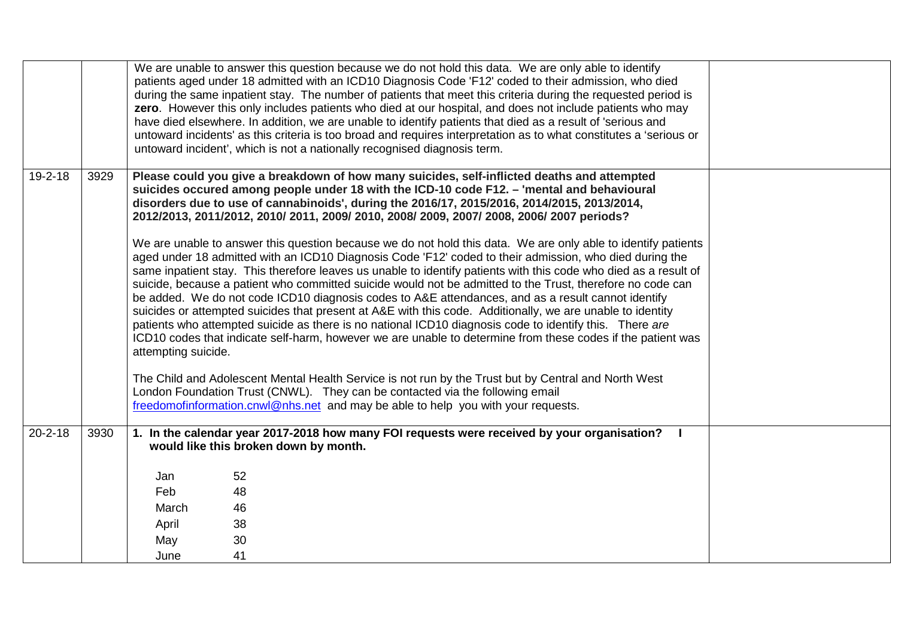| | | | |
|---|---|---|---|
| | | We are unable to answer this question because we do not hold this data. We are only able to identify patients aged under 18 admitted with an ICD10 Diagnosis Code 'F12' coded to their admission, who died during the same inpatient stay. The number of patients that meet this criteria during the requested period is **zero**. However this only includes patients who died at our hospital, and does not include patients who may have died elsewhere. In addition, we are unable to identify patients that died as a result of 'serious and untoward incidents' as this criteria is too broad and requires interpretation as to what constitutes a 'serious or untoward incident', which is not a nationally recognised diagnosis term. | |
| 19-2-18 | 3929 | **Please could you give a breakdown of how many suicides, self-inflicted deaths and attempted suicides occured among people under 18 with the ICD-10 code F12. – 'mental and behavioural disorders due to use of cannabinoids', during the 2016/17, 2015/2016, 2014/2015, 2013/2014, 2012/2013, 2011/2012, 2010/ 2011, 2009/ 2010, 2008/ 2009, 2007/ 2008, 2006/ 2007 periods?**<br><br>We are unable to answer this question because we do not hold this data. We are only able to identify patients aged under 18 admitted with an ICD10 Diagnosis Code 'F12' coded to their admission, who died during the same inpatient stay. This therefore leaves us unable to identify patients with this code who died as a result of suicide, because a patient who committed suicide would not be admitted to the Trust, therefore no code can be added. We do not code ICD10 diagnosis codes to A&E attendances, and as a result cannot identify suicides or attempted suicides that present at A&E with this code. Additionally, we are unable to identity patients who attempted suicide as there is no national ICD10 diagnosis code to identify this. There *are* ICD10 codes that indicate self-harm, however we are unable to determine from these codes if the patient was attempting suicide.<br><br>The Child and Adolescent Mental Health Service is not run by the Trust but by Central and North West London Foundation Trust (CNWL). They can be contacted via the following email freedomofinformation.cnwl@nhs.net and may be able to help you with your requests. | |
| 20-2-18 | 3930 | **1. In the calendar year 2017-2018 how many FOI requests were received by your organisation? I would like this broken down by month.**<br><br>Jan 52<br>Feb 48<br>March 46<br>April 38<br>May 30<br>June 41 | |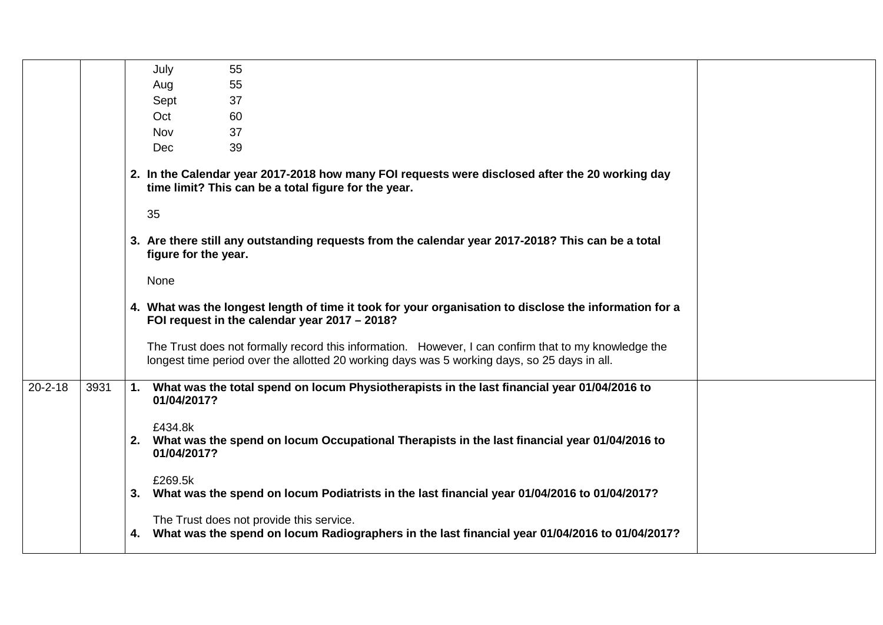| | | | |
|---|---|---|---|
| | | July 55<br>Aug 55<br>Sept 37<br>Oct 60<br>Nov 37<br>Dec 39<br><br>**2. In the Calendar year 2017-2018 how many FOI requests were disclosed after the 20 working day time limit? This can be a total figure for the year.**<br><br>35<br><br>**3. Are there still any outstanding requests from the calendar year 2017-2018? This can be a total figure for the year.**<br><br>None<br><br>**4. What was the longest length of time it took for your organisation to disclose the information for a FOI request in the calendar year 2017 – 2018?**<br><br>The Trust does not formally record this information. However, I can confirm that to my knowledge the longest time period over the allotted 20 working days was 5 working days, so 25 days in all. | |
| 20-2-18 | 3931 | **1. What was the total spend on locum Physiotherapists in the last financial year 01/04/2016 to 01/04/2017?**<br><br>£434.8k<br>**2. What was the spend on locum Occupational Therapists in the last financial year 01/04/2016 to 01/04/2017?**<br><br>£269.5k<br>**3. What was the spend on locum Podiatrists in the last financial year 01/04/2016 to 01/04/2017?**<br><br>The Trust does not provide this service.<br>**4. What was the spend on locum Radiographers in the last financial year 01/04/2016 to 01/04/2017?** | |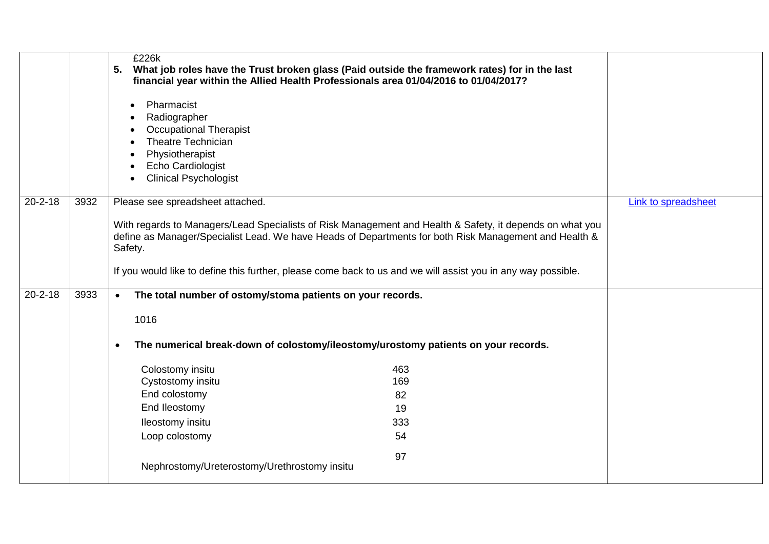| | | | |
|---|---|---|---|
| | | £226k<br>**5. What job roles have the Trust broken glass (Paid outside the framework rates) for in the last financial year within the Allied Health Professionals area 01/04/2016 to 01/04/2017?**<br><br>• Pharmacist<br>• Radiographer<br>• Occupational Therapist<br>• Theatre Technician<br>• Physiotherapist<br>• Echo Cardiologist<br>• Clinical Psychologist | |
| 20-2-18 | 3932 | Please see spreadsheet attached.<br><br>With regards to Managers/Lead Specialists of Risk Management and Health & Safety, it depends on what you define as Manager/Specialist Lead. We have Heads of Departments for both Risk Management and Health & Safety.<br><br>If you would like to define this further, please come back to us and we will assist you in any way possible. | Link to spreadsheet |
| 20-2-18 | 3933 | • **The total number of ostomy/stoma patients on your records.**<br><br>1016<br><br>• **The numerical break-down of colostomy/ileostomy/urostomy patients on your records.**<br><br>Colostomy insitu 463<br>Cystostomy insitu 169<br>End colostomy 82<br>End Ileostomy 19<br>Ileostomy insitu 333<br>Loop colostomy 54<br>Nephrostomy/Ureterostomy/Urethrostomy insitu 97 | |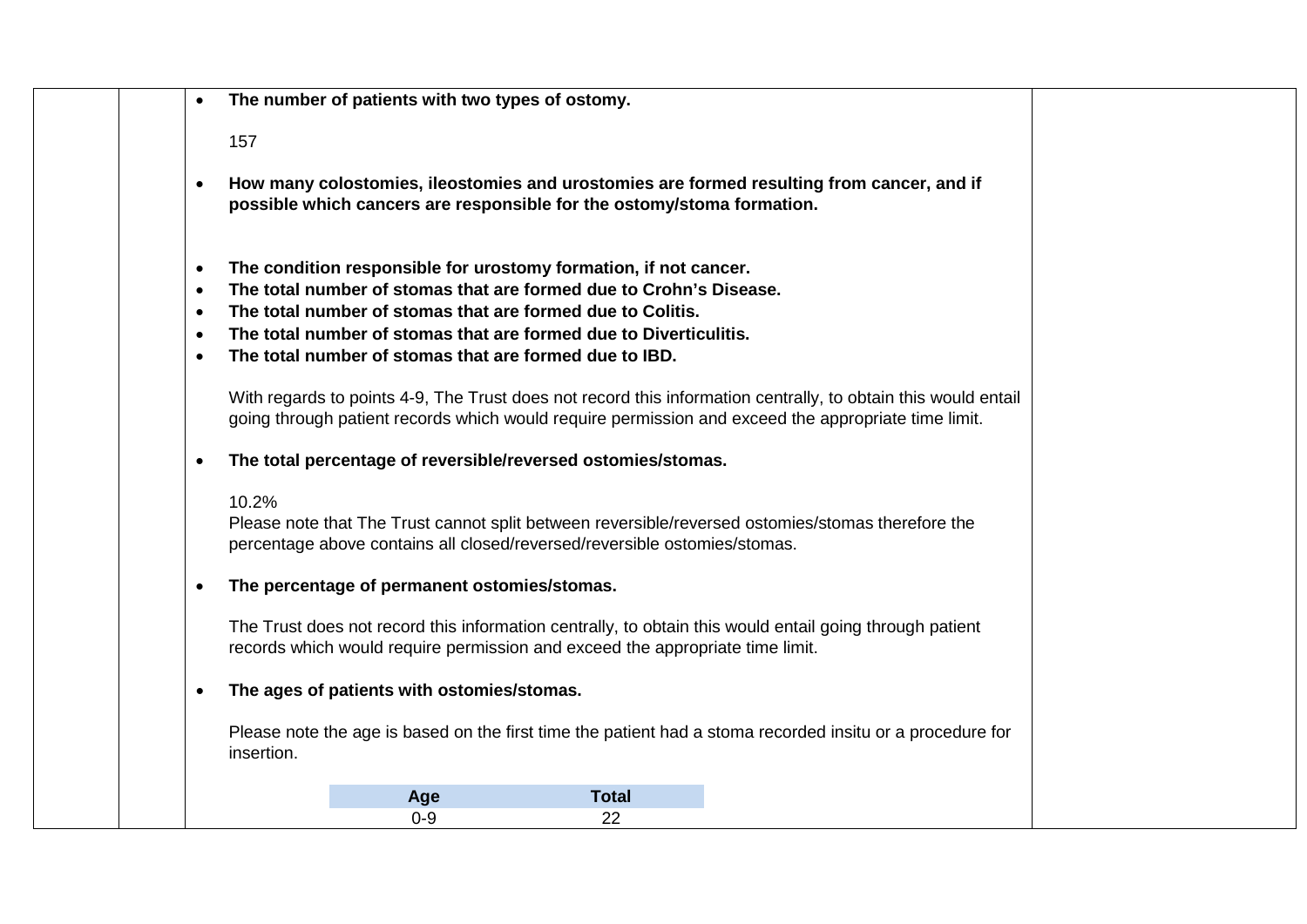- **The number of patients with two types of ostomy.**

  157

- **How many colostomies, ileostomies and urostomies are formed resulting from cancer, and if possible which cancers are responsible for the ostomy/stoma formation.**

- **The condition responsible for urostomy formation, if not cancer.**
- **The total number of stomas that are formed due to Crohn's Disease.**
- **The total number of stomas that are formed due to Colitis.**
- **The total number of stomas that are formed due to Diverticulitis.**
- **The total number of stomas that are formed due to IBD.**

  With regards to points 4-9, The Trust does not record this information centrally, to obtain this would entail going through patient records which would require permission and exceed the appropriate time limit.

- **The total percentage of reversible/reversed ostomies/stomas.**

  10.2%
  Please note that The Trust cannot split between reversible/reversed ostomies/stomas therefore the percentage above contains all closed/reversed/reversible ostomies/stomas.

- **The percentage of permanent ostomies/stomas.**

  The Trust does not record this information centrally, to obtain this would entail going through patient records which would require permission and exceed the appropriate time limit.

- **The ages of patients with ostomies/stomas.**

  Please note the age is based on the first time the patient had a stoma recorded insitu or a procedure for insertion.

| Age | Total |
|---|---|
| 0-9 | 22 |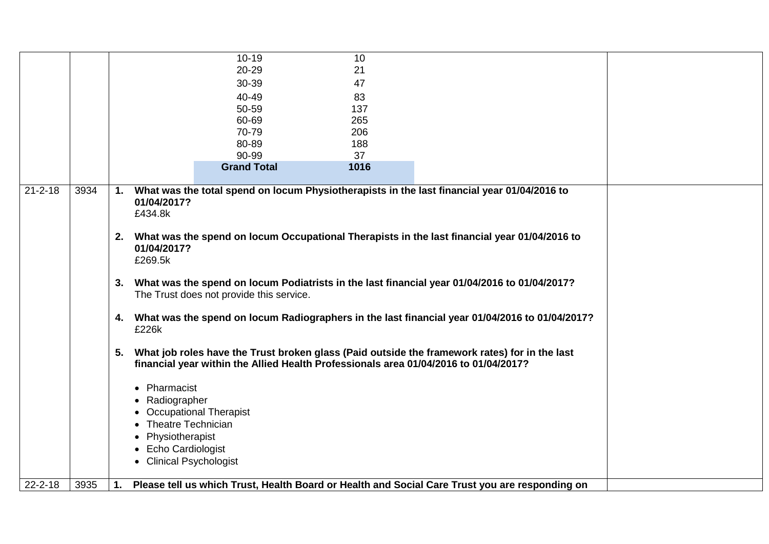| | | | |
|---|---|---|---|
| | | 10-19 10<br>20-29 21<br>30-39 47<br>40-49 83<br>50-59 137<br>60-69 265<br>70-79 206<br>80-89 188<br>90-99 37<br>**Grand Total** **1016** | |
| 21-2-18 | 3934 | **1. What was the total spend on locum Physiotherapists in the last financial year 01/04/2016 to 01/04/2017?**<br>£434.8k<br><br>**2. What was the spend on locum Occupational Therapists in the last financial year 01/04/2016 to 01/04/2017?**<br>£269.5k<br><br>**3. What was the spend on locum Podiatrists in the last financial year 01/04/2016 to 01/04/2017?**<br>The Trust does not provide this service.<br><br>**4. What was the spend on locum Radiographers in the last financial year 01/04/2016 to 01/04/2017?**<br>£226k<br><br>**5. What job roles have the Trust broken glass (Paid outside the framework rates) for in the last financial year within the Allied Health Professionals area 01/04/2016 to 01/04/2017?**<br><br>• Pharmacist<br>• Radiographer<br>• Occupational Therapist<br>• Theatre Technician<br>• Physiotherapist<br>• Echo Cardiologist<br>• Clinical Psychologist | |
| 22-2-18 | 3935 | **1. Please tell us which Trust, Health Board or Health and Social Care Trust you are responding on** | |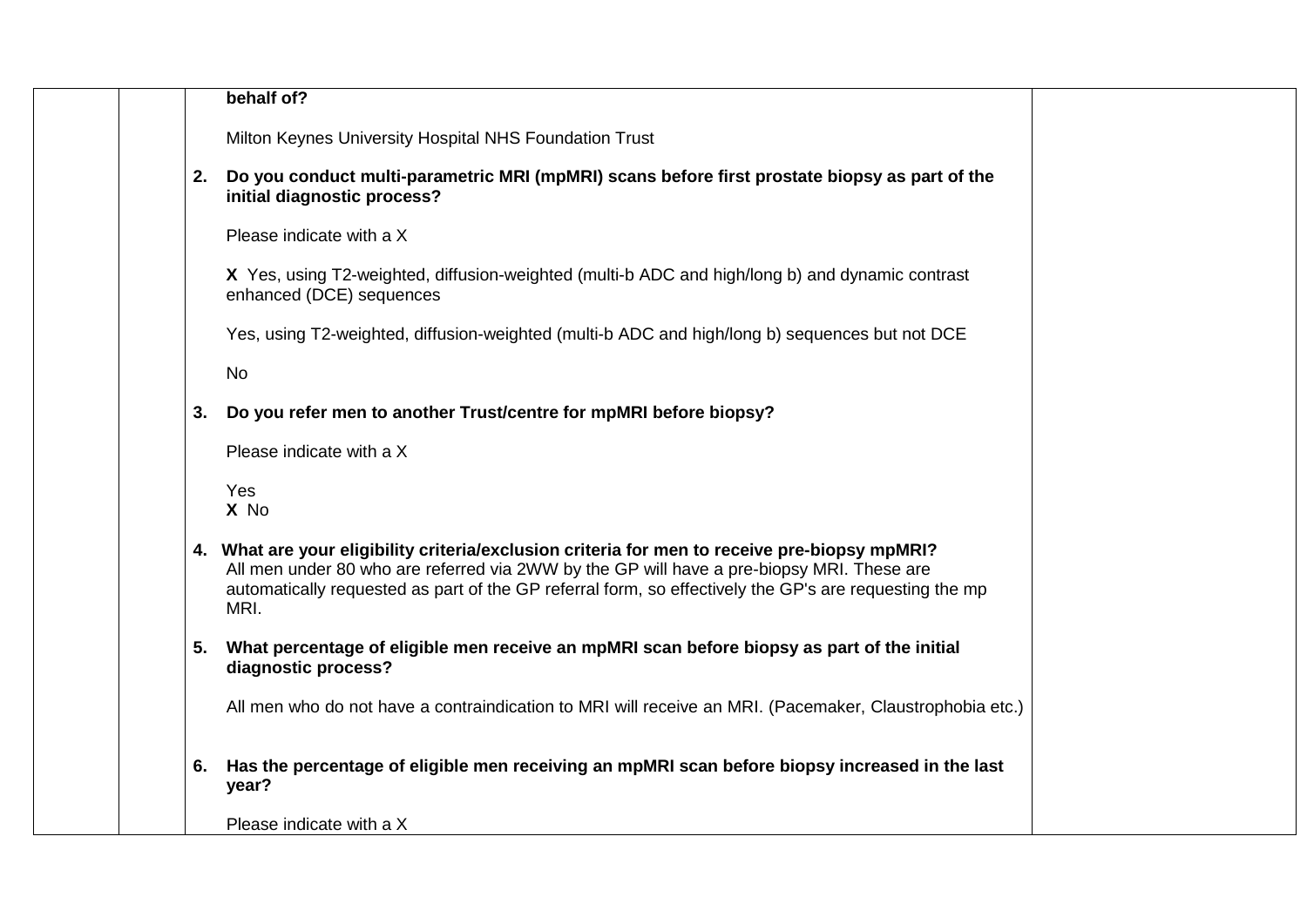**behalf of?**

Milton Keynes University Hospital NHS Foundation Trust

2. **Do you conduct multi-parametric MRI (mpMRI) scans before first prostate biopsy as part of the initial diagnostic process?**

   Please indicate with a X

   **X** Yes, using T2-weighted, diffusion-weighted (multi-b ADC and high/long b) and dynamic contrast enhanced (DCE) sequences

   Yes, using T2-weighted, diffusion-weighted (multi-b ADC and high/long b) sequences but not DCE

   No

3. **Do you refer men to another Trust/centre for mpMRI before biopsy?**

   Please indicate with a X

   Yes
   **X** No

4. **What are your eligibility criteria/exclusion criteria for men to receive pre-biopsy mpMRI?**
   All men under 80 who are referred via 2WW by the GP will have a pre-biopsy MRI. These are automatically requested as part of the GP referral form, so effectively the GP's are requesting the mp MRI.

5. **What percentage of eligible men receive an mpMRI scan before biopsy as part of the initial diagnostic process?**

   All men who do not have a contraindication to MRI will receive an MRI. (Pacemaker, Claustrophobia etc.)

6. **Has the percentage of eligible men receiving an mpMRI scan before biopsy increased in the last year?**

   Please indicate with a X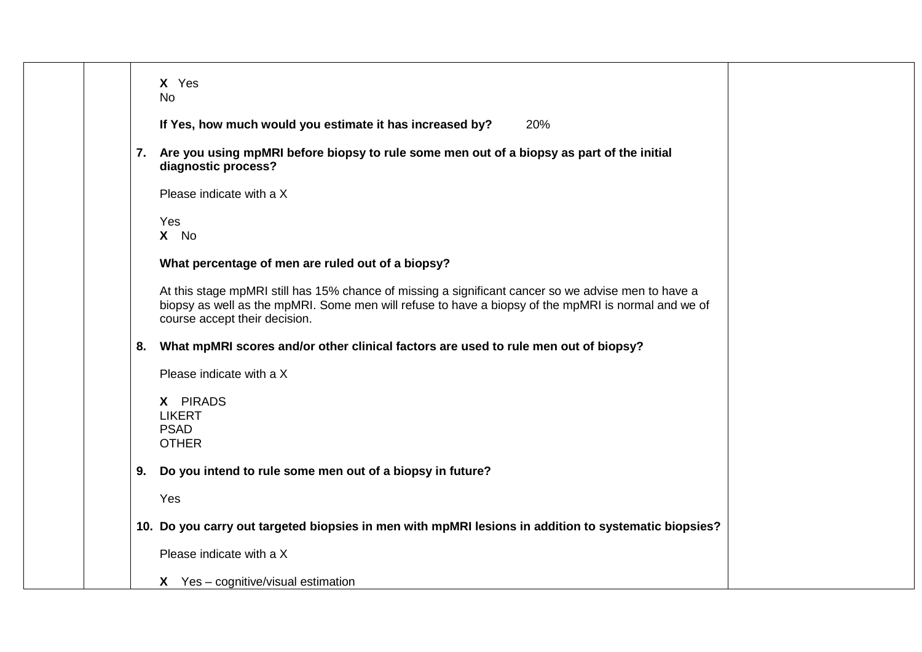**X** Yes
No

**If Yes, how much would you estimate it has increased by?** 20%

**7. Are you using mpMRI before biopsy to rule some men out of a biopsy as part of the initial diagnostic process?**

Please indicate with a X

Yes
**X** No

**What percentage of men are ruled out of a biopsy?**

At this stage mpMRI still has 15% chance of missing a significant cancer so we advise men to have a biopsy as well as the mpMRI. Some men will refuse to have a biopsy of the mpMRI is normal and we of course accept their decision.

**8. What mpMRI scores and/or other clinical factors are used to rule men out of biopsy?**

Please indicate with a X

**X** PIRADS
LIKERT
PSAD
OTHER

**9. Do you intend to rule some men out of a biopsy in future?**

Yes

**10. Do you carry out targeted biopsies in men with mpMRI lesions in addition to systematic biopsies?**

Please indicate with a X

**X** Yes – cognitive/visual estimation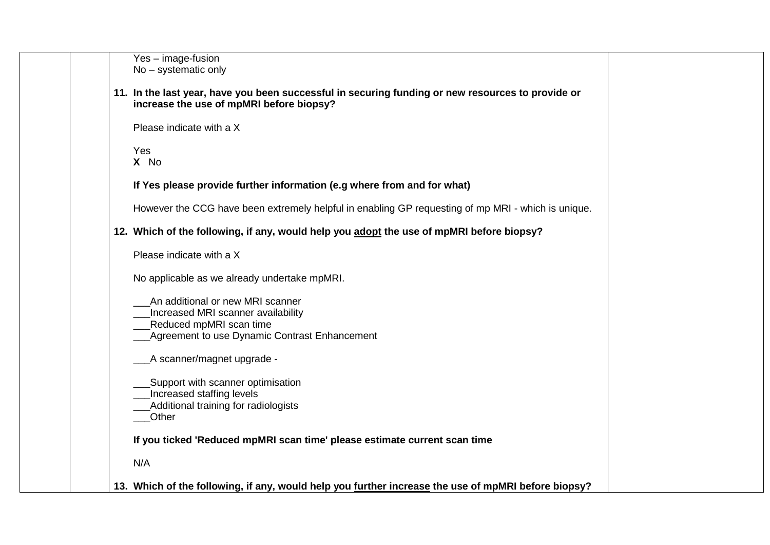Yes – image-fusion
No – systematic only

**11. In the last year, have you been successful in securing funding or new resources to provide or increase the use of mpMRI before biopsy?**

Please indicate with a X

Yes
**X** No

**If Yes please provide further information (e.g where from and for what)**

However the CCG have been extremely helpful in enabling GP requesting of mp MRI - which is unique.

**12. Which of the following, if any, would help you <u>adopt</u> the use of mpMRI before biopsy?**

Please indicate with a X

No applicable as we already undertake mpMRI.

___An additional or new MRI scanner
___Increased MRI scanner availability
___Reduced mpMRI scan time
___Agreement to use Dynamic Contrast Enhancement

___A scanner/magnet upgrade -

___Support with scanner optimisation
___Increased staffing levels
___Additional training for radiologists
___Other

**If you ticked 'Reduced mpMRI scan time' please estimate current scan time**

N/A

**13. Which of the following, if any, would help you <u>further increase</u> the use of mpMRI before biopsy?**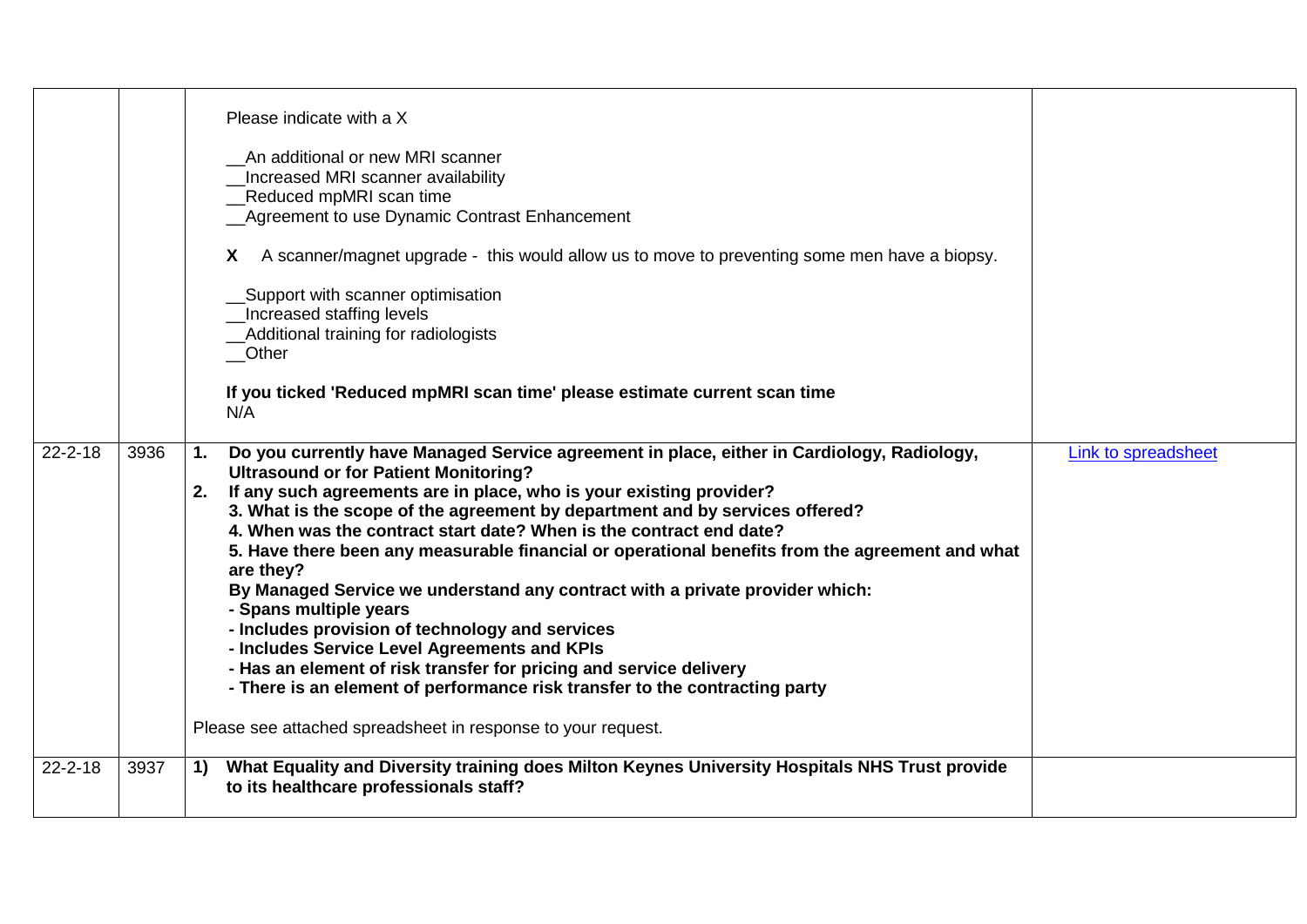| | | | |
|---|---|---|---|
| | | Please indicate with a X<br><br>__An additional or new MRI scanner<br>__Increased MRI scanner availability<br>__Reduced mpMRI scan time<br>__Agreement to use Dynamic Contrast Enhancement<br><br>**X** A scanner/magnet upgrade - this would allow us to move to preventing some men have a biopsy.<br><br>__Support with scanner optimisation<br>__Increased staffing levels<br>__Additional training for radiologists<br>__Other<br><br>**If you ticked 'Reduced mpMRI scan time' please estimate current scan time**<br>N/A | |
| 22-2-18 | 3936 | **1. Do you currently have Managed Service agreement in place, either in Cardiology, Radiology, Ultrasound or for Patient Monitoring?**<br>**2. If any such agreements are in place, who is your existing provider?**<br>**3. What is the scope of the agreement by department and by services offered?**<br>**4. When was the contract start date? When is the contract end date?**<br>**5. Have there been any measurable financial or operational benefits from the agreement and what are they?**<br>**By Managed Service we understand any contract with a private provider which:**<br>**- Spans multiple years**<br>**- Includes provision of technology and services**<br>**- Includes Service Level Agreements and KPIs**<br>**- Has an element of risk transfer for pricing and service delivery**<br>**- There is an element of performance risk transfer to the contracting party**<br><br>Please see attached spreadsheet in response to your request. | Link to spreadsheet |
| 22-2-18 | 3937 | **1) What Equality and Diversity training does Milton Keynes University Hospitals NHS Trust provide to its healthcare professionals staff?** | |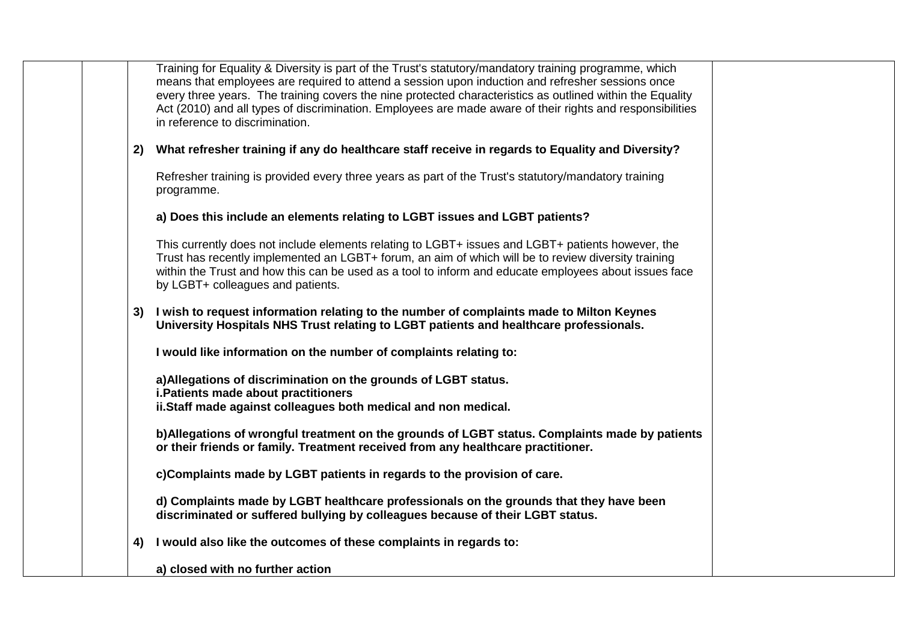Training for Equality & Diversity is part of the Trust's statutory/mandatory training programme, which means that employees are required to attend a session upon induction and refresher sessions once every three years. The training covers the nine protected characteristics as outlined within the Equality Act (2010) and all types of discrimination. Employees are made aware of their rights and responsibilities in reference to discrimination.

**2) What refresher training if any do healthcare staff receive in regards to Equality and Diversity?**

Refresher training is provided every three years as part of the Trust's statutory/mandatory training programme.

**a) Does this include an elements relating to LGBT issues and LGBT patients?**

This currently does not include elements relating to LGBT+ issues and LGBT+ patients however, the Trust has recently implemented an LGBT+ forum, an aim of which will be to review diversity training within the Trust and how this can be used as a tool to inform and educate employees about issues face by LGBT+ colleagues and patients.

**3) I wish to request information relating to the number of complaints made to Milton Keynes University Hospitals NHS Trust relating to LGBT patients and healthcare professionals.**

**I would like information on the number of complaints relating to:**

**a)Allegations of discrimination on the grounds of LGBT status.**
**i.Patients made about practitioners**
**ii.Staff made against colleagues both medical and non medical.**

**b)Allegations of wrongful treatment on the grounds of LGBT status. Complaints made by patients or their friends or family. Treatment received from any healthcare practitioner.**

**c)Complaints made by LGBT patients in regards to the provision of care.**

**d) Complaints made by LGBT healthcare professionals on the grounds that they have been discriminated or suffered bullying by colleagues because of their LGBT status.**

**4) I would also like the outcomes of these complaints in regards to:**

**a) closed with no further action**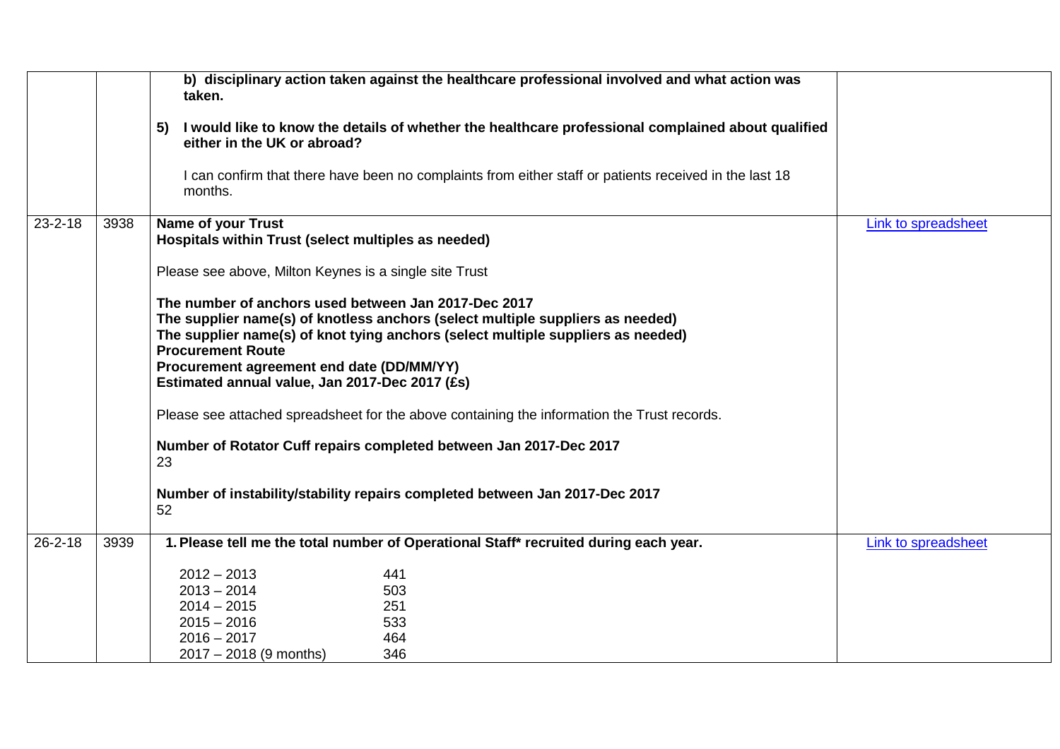| | | | |
|---|---|---|---|
| | | **b) disciplinary action taken against the healthcare professional involved and what action was taken.**<br><br>**5) I would like to know the details of whether the healthcare professional complained about qualified either in the UK or abroad?**<br><br>I can confirm that there have been no complaints from either staff or patients received in the last 18 months. | |
| 23-2-18 | 3938 | **Name of your Trust**<br>**Hospitals within Trust (select multiples as needed)**<br><br>Please see above, Milton Keynes is a single site Trust<br><br>**The number of anchors used between Jan 2017-Dec 2017**<br>**The supplier name(s) of knotless anchors (select multiple suppliers as needed)**<br>**The supplier name(s) of knot tying anchors (select multiple suppliers as needed)**<br>**Procurement Route**<br>**Procurement agreement end date (DD/MM/YY)**<br>**Estimated annual value, Jan 2017-Dec 2017 (£s)**<br><br>Please see attached spreadsheet for the above containing the information the Trust records.<br><br>**Number of Rotator Cuff repairs completed between Jan 2017-Dec 2017**<br>23<br><br>**Number of instability/stability repairs completed between Jan 2017-Dec 2017**<br>52 | Link to spreadsheet |
| 26-2-18 | 3939 | **1. Please tell me the total number of Operational Staff* recruited during each year.**<br><br>2012 – 2013 441<br>2013 – 2014 503<br>2014 – 2015 251<br>2015 – 2016 533<br>2016 – 2017 464<br>2017 – 2018 (9 months) 346 | Link to spreadsheet |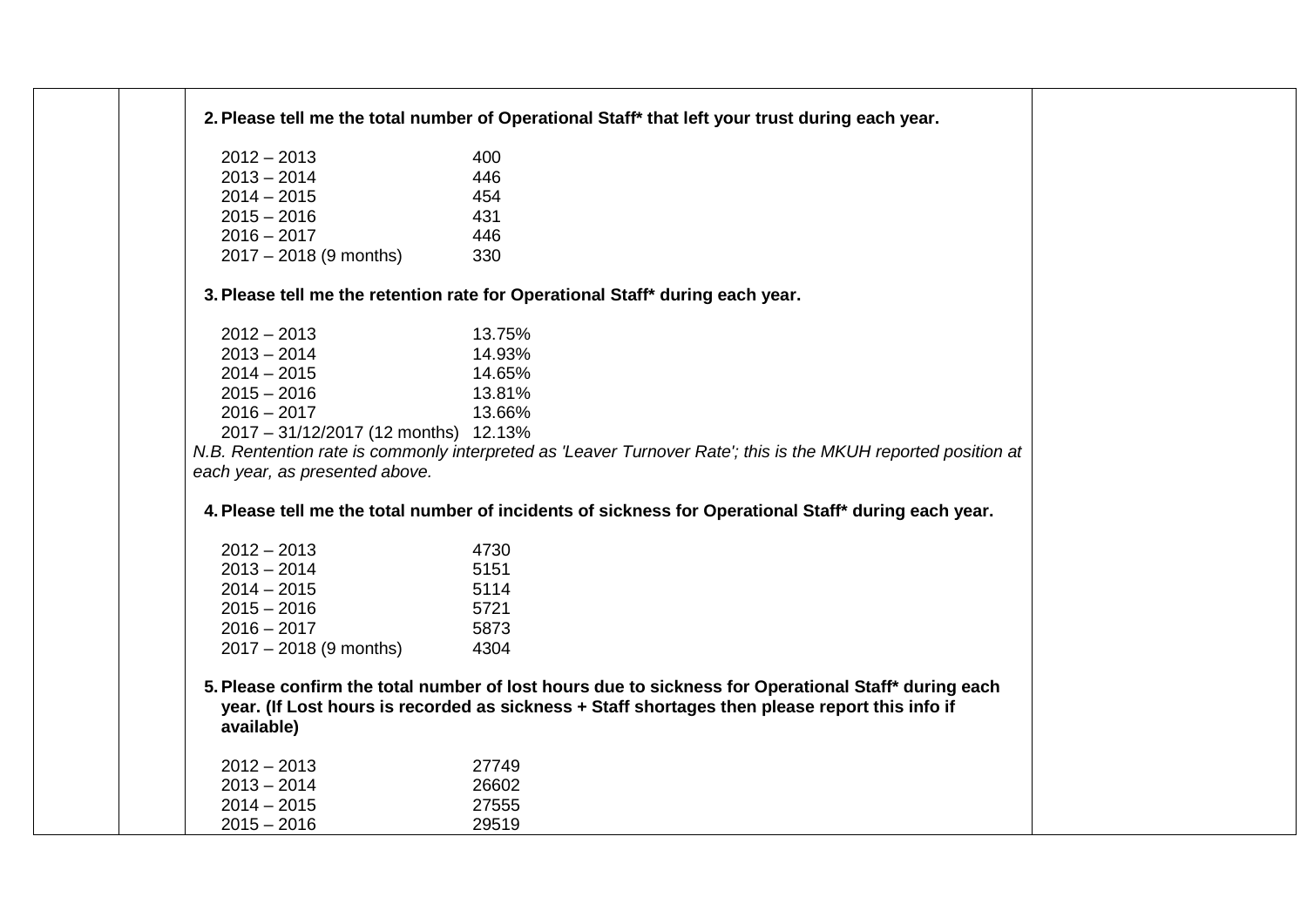**2. Please tell me the total number of Operational Staff* that left your trust during each year.**

| | |
|---|---|
| 2012 – 2013 | 400 |
| 2013 – 2014 | 446 |
| 2014 – 2015 | 454 |
| 2015 – 2016 | 431 |
| 2016 – 2017 | 446 |
| 2017 – 2018 (9 months) | 330 |

**3. Please tell me the retention rate for Operational Staff* during each year.**

| | |
|---|---|
| 2012 – 2013 | 13.75% |
| 2013 – 2014 | 14.93% |
| 2014 – 2015 | 14.65% |
| 2015 – 2016 | 13.81% |
| 2016 – 2017 | 13.66% |
| 2017 – 31/12/2017 (12 months) | 12.13% |

*N.B. Rentention rate is commonly interpreted as 'Leaver Turnover Rate'; this is the MKUH reported position at each year, as presented above.*

**4. Please tell me the total number of incidents of sickness for Operational Staff* during each year.**

| | |
|---|---|
| 2012 – 2013 | 4730 |
| 2013 – 2014 | 5151 |
| 2014 – 2015 | 5114 |
| 2015 – 2016 | 5721 |
| 2016 – 2017 | 5873 |
| 2017 – 2018 (9 months) | 4304 |

**5. Please confirm the total number of lost hours due to sickness for Operational Staff* during each year. (If Lost hours is recorded as sickness + Staff shortages then please report this info if available)**

| | |
|---|---|
| 2012 – 2013 | 27749 |
| 2013 – 2014 | 26602 |
| 2014 – 2015 | 27555 |
| 2015 – 2016 | 29519 |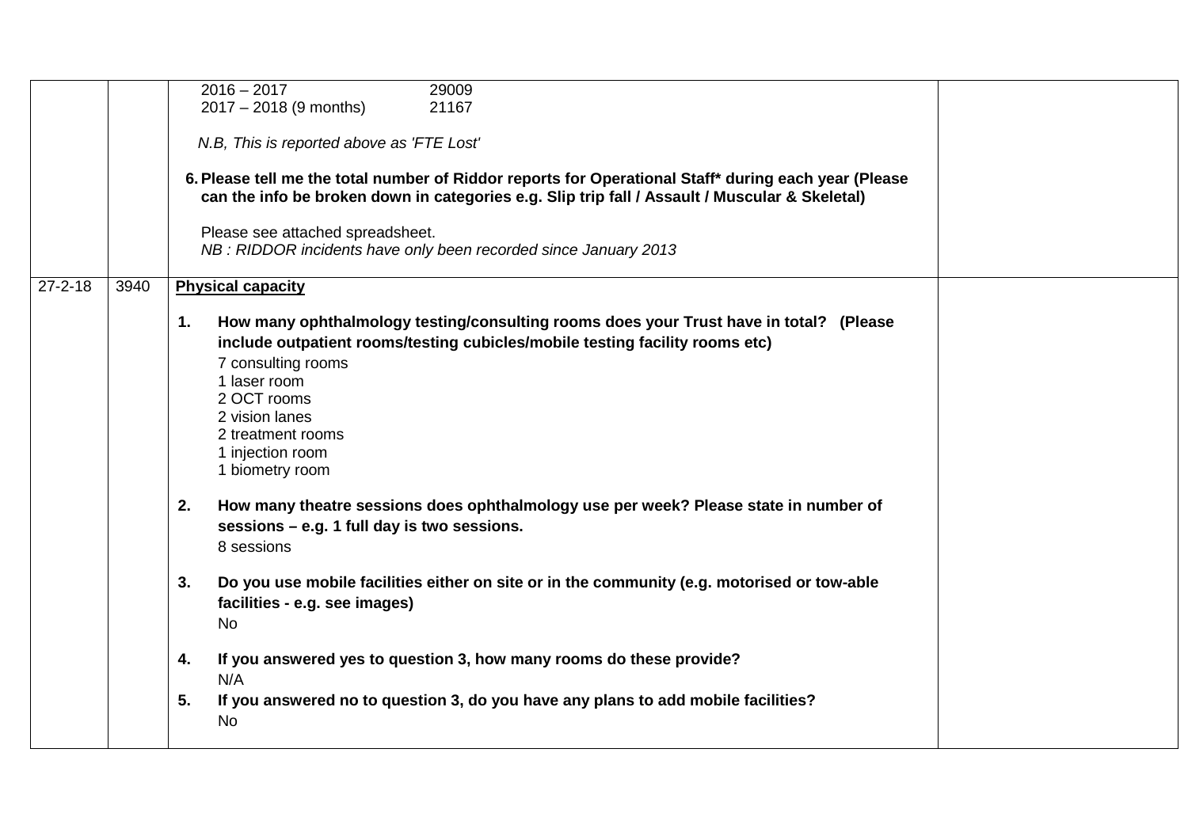| | | | |
|---|---|---|---|
| | | 2016 – 2017 29009<br>2017 – 2018 (9 months) 21167<br><br>*N.B, This is reported above as 'FTE Lost'*<br><br>**6. Please tell me the total number of Riddor reports for Operational Staff\* during each year (Please can the info be broken down in categories e.g. Slip trip fall / Assault / Muscular & Skeletal)**<br><br>Please see attached spreadsheet.<br>*NB : RIDDOR incidents have only been recorded since January 2013* | |
| 27-2-18 | 3940 | **<u>Physical capacity</u>**<br><br>**1. How many ophthalmology testing/consulting rooms does your Trust have in total? (Please include outpatient rooms/testing cubicles/mobile testing facility rooms etc)**<br>7 consulting rooms<br>1 laser room<br>2 OCT rooms<br>2 vision lanes<br>2 treatment rooms<br>1 injection room<br>1 biometry room<br><br>**2. How many theatre sessions does ophthalmology use per week? Please state in number of sessions – e.g. 1 full day is two sessions.**<br>8 sessions<br><br>**3. Do you use mobile facilities either on site or in the community (e.g. motorised or tow-able facilities - e.g. see images)**<br>No<br><br>**4. If you answered yes to question 3, how many rooms do these provide?**<br>N/A<br>**5. If you answered no to question 3, do you have any plans to add mobile facilities?**<br>No | |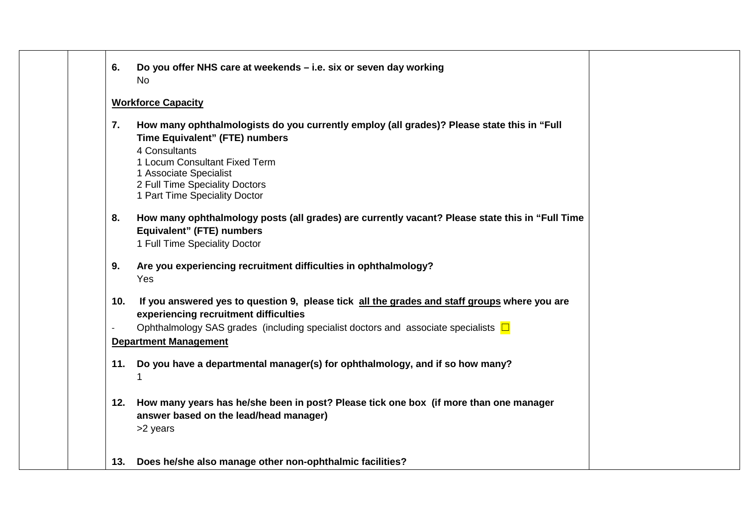6. **Do you offer NHS care at weekends – i.e. six or seven day working**
   No

**Workforce Capacity**

7. **How many ophthalmologists do you currently employ (all grades)? Please state this in "Full Time Equivalent" (FTE) numbers**
   4 Consultants
   1 Locum Consultant Fixed Term
   1 Associate Specialist
   2 Full Time Speciality Doctors
   1 Part Time Speciality Doctor

8. **How many ophthalmology posts (all grades) are currently vacant? Please state this in "Full Time Equivalent" (FTE) numbers**
   1 Full Time Speciality Doctor

9. **Are you experiencing recruitment difficulties in ophthalmology?**
   Yes

10. **If you answered yes to question 9, please tick all the grades and staff groups where you are experiencing recruitment difficulties**

- Ophthalmology SAS grades (including specialist doctors and associate specialists ☐

**Department Management**

11. **Do you have a departmental manager(s) for ophthalmology, and if so how many?**
    1

12. **How many years has he/she been in post? Please tick one box (if more than one manager answer based on the lead/head manager)**
    >2 years

13. **Does he/she also manage other non-ophthalmic facilities?**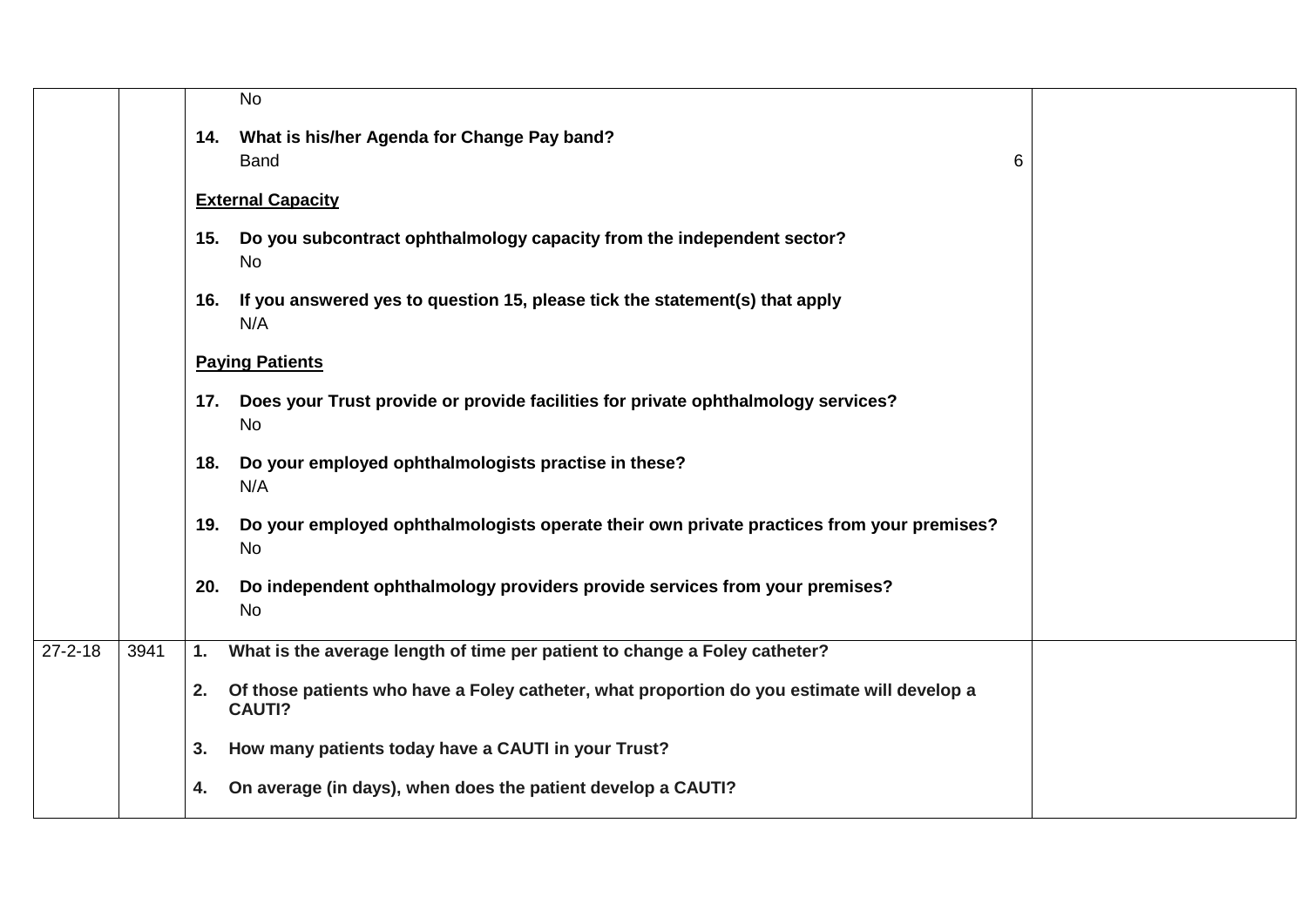| | | | |
|---|---|---|---|
| | | No<br><br>**14. What is his/her Agenda for Change Pay band?**<br>Band 6<br><br>**External Capacity**<br><br>**15. Do you subcontract ophthalmology capacity from the independent sector?**<br>No<br><br>**16. If you answered yes to question 15, please tick the statement(s) that apply**<br>N/A<br><br>**Paying Patients**<br><br>**17. Does your Trust provide or provide facilities for private ophthalmology services?**<br>No<br><br>**18. Do your employed ophthalmologists practise in these?**<br>N/A<br><br>**19. Do your employed ophthalmologists operate their own private practices from your premises?**<br>No<br><br>**20. Do independent ophthalmology providers provide services from your premises?**<br>No | |
| 27-2-18 | 3941 | **1. What is the average length of time per patient to change a Foley catheter?**<br><br>**2. Of those patients who have a Foley catheter, what proportion do you estimate will develop a CAUTI?**<br><br>**3. How many patients today have a CAUTI in your Trust?**<br><br>**4. On average (in days), when does the patient develop a CAUTI?** | |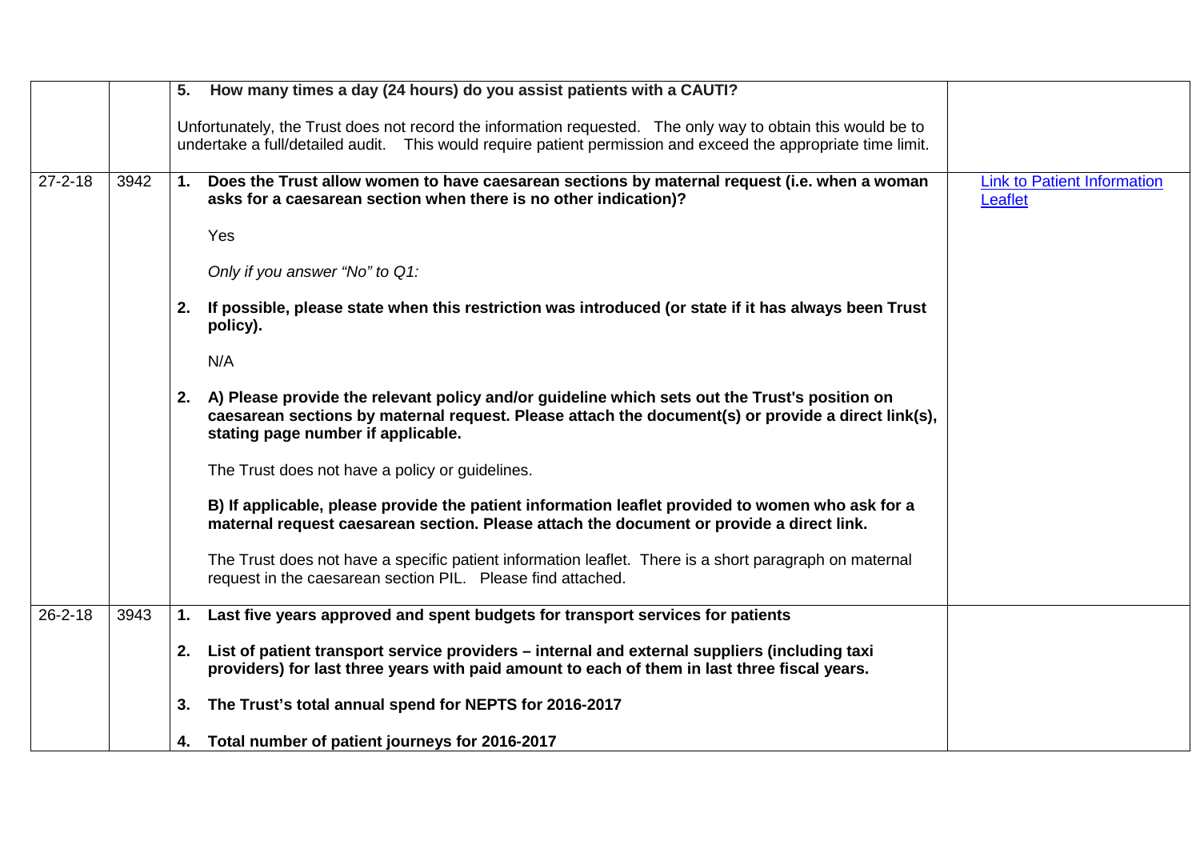| | | | |
|---|---|---|---|
| | | **5. How many times a day (24 hours) do you assist patients with a CAUTI?**<br><br>Unfortunately, the Trust does not record the information requested. The only way to obtain this would be to undertake a full/detailed audit. This would require patient permission and exceed the appropriate time limit. | |
| 27-2-18 | 3942 | **1. Does the Trust allow women to have caesarean sections by maternal request (i.e. when a woman asks for a caesarean section when there is no other indication)?**<br><br>Yes<br><br>*Only if you answer "No" to Q1:*<br><br>**2. If possible, please state when this restriction was introduced (or state if it has always been Trust policy).**<br><br>N/A<br><br>**2. A) Please provide the relevant policy and/or guideline which sets out the Trust's position on caesarean sections by maternal request. Please attach the document(s) or provide a direct link(s), stating page number if applicable.**<br><br>The Trust does not have a policy or guidelines.<br><br>**B) If applicable, please provide the patient information leaflet provided to women who ask for a maternal request caesarean section. Please attach the document or provide a direct link.**<br><br>The Trust does not have a specific patient information leaflet. There is a short paragraph on maternal request in the caesarean section PIL. Please find attached. | Link to Patient Information Leaflet |
| 26-2-18 | 3943 | **1. Last five years approved and spent budgets for transport services for patients**<br><br>**2. List of patient transport service providers – internal and external suppliers (including taxi providers) for last three years with paid amount to each of them in last three fiscal years.**<br><br>**3. The Trust's total annual spend for NEPTS for 2016-2017**<br><br>**4. Total number of patient journeys for 2016-2017** | |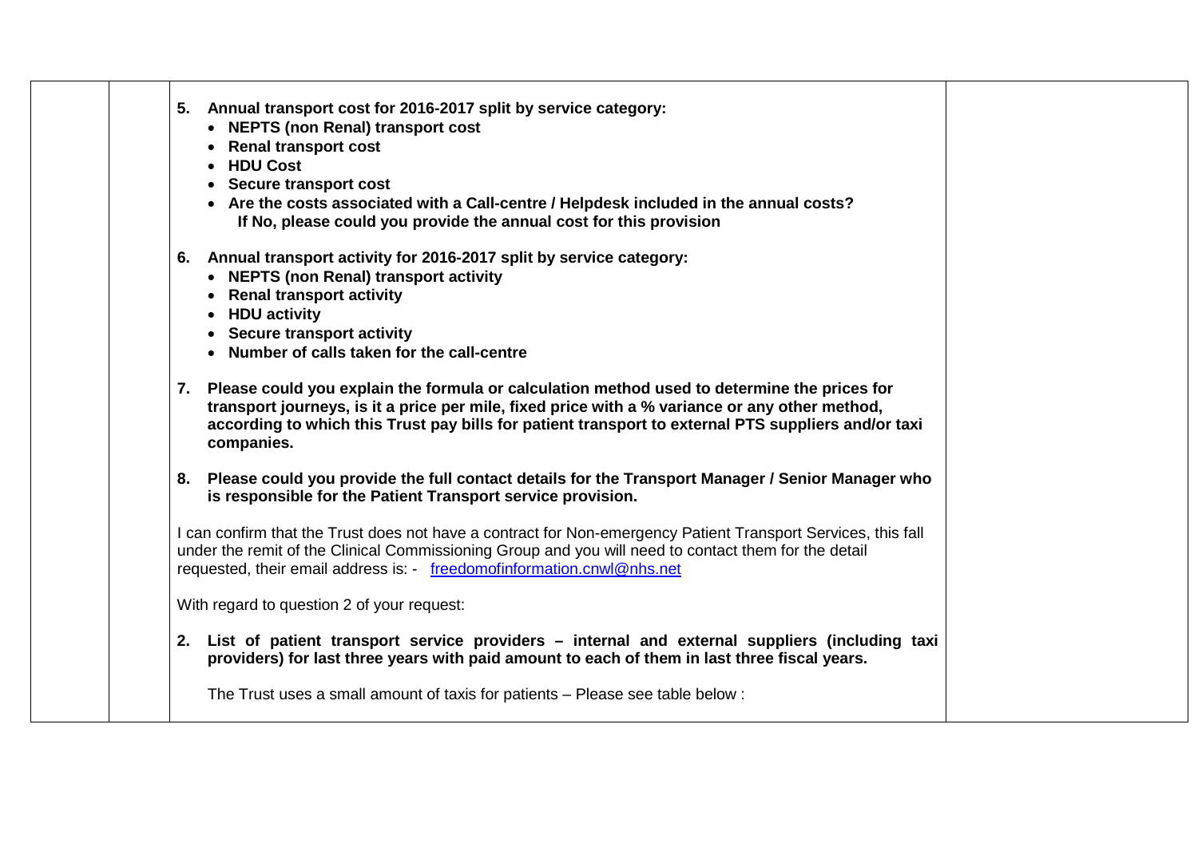**5. Annual transport cost for 2016-2017 split by service category:**

- **NEPTS (non Renal) transport cost**
- **Renal transport cost**
- **HDU Cost**
- **Secure transport cost**
- **Are the costs associated with a Call-centre / Helpdesk included in the annual costs? If No, please could you provide the annual cost for this provision**

**6. Annual transport activity for 2016-2017 split by service category:**

- **NEPTS (non Renal) transport activity**
- **Renal transport activity**
- **HDU activity**
- **Secure transport activity**
- **Number of calls taken for the call-centre**

**7. Please could you explain the formula or calculation method used to determine the prices for transport journeys, is it a price per mile, fixed price with a % variance or any other method, according to which this Trust pay bills for patient transport to external PTS suppliers and/or taxi companies.**

**8. Please could you provide the full contact details for the Transport Manager / Senior Manager who is responsible for the Patient Transport service provision.**

I can confirm that the Trust does not have a contract for Non-emergency Patient Transport Services, this fall under the remit of the Clinical Commissioning Group and you will need to contact them for the detail requested, their email address is: - freedomofinformation.cnwl@nhs.net

With regard to question 2 of your request:

**2. List of patient transport service providers – internal and external suppliers (including taxi providers) for last three years with paid amount to each of them in last three fiscal years.**

The Trust uses a small amount of taxis for patients – Please see table below :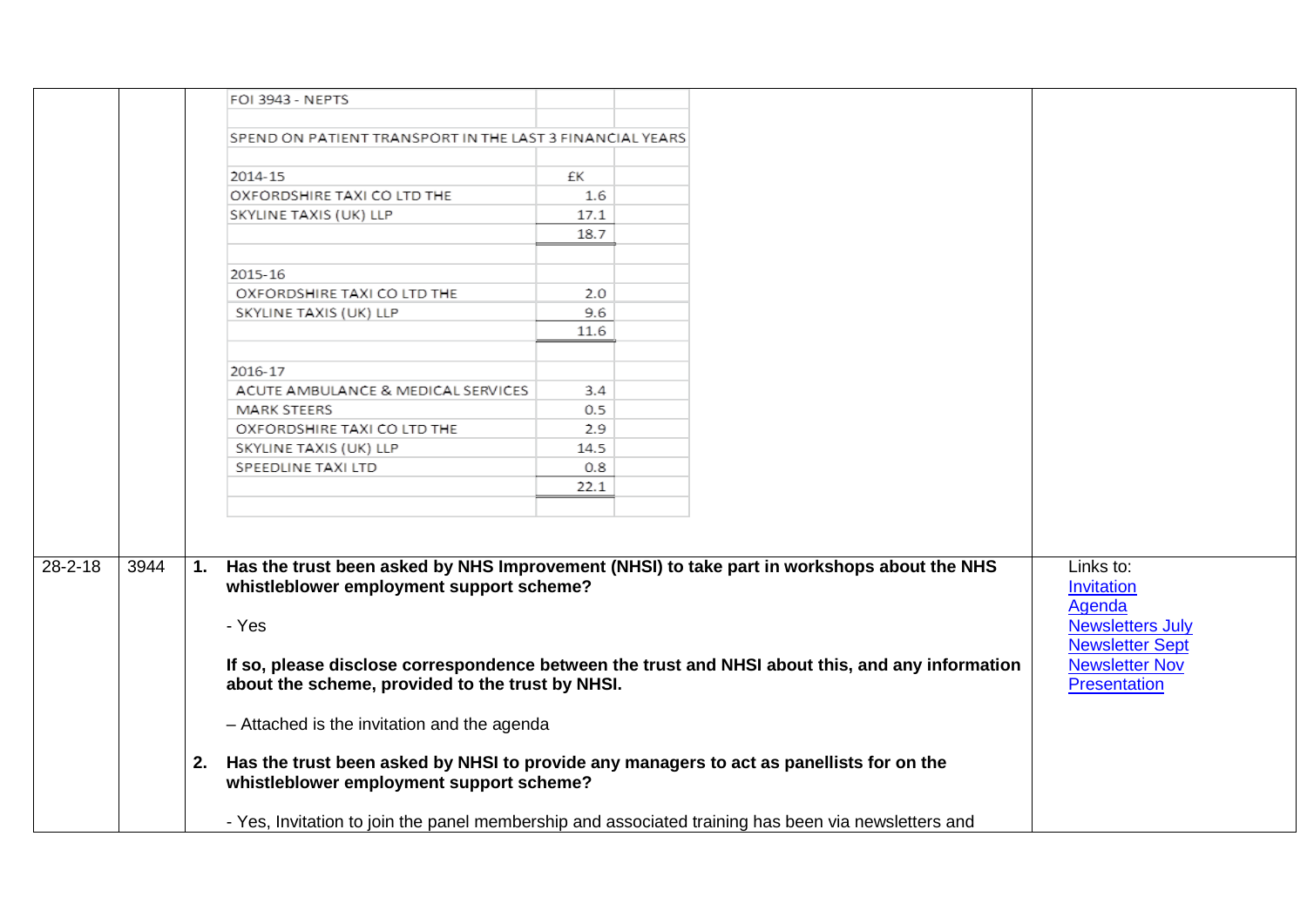| | | | |
|---|---|---|---|
| | | FOI 3943 - NEPTS<br><br>SPEND ON PATIENT TRANSPORT IN THE LAST 3 FINANCIAL YEARS<br><br>2014-15 — £K<br>OXFORDSHIRE TAXI CO LTD THE — 1.6<br>SKYLINE TAXIS (UK) LLP — 17.1<br>18.7<br><br>2015-16<br>OXFORDSHIRE TAXI CO LTD THE — 2.0<br>SKYLINE TAXIS (UK) LLP — 9.6<br>11.6<br><br>2016-17<br>ACUTE AMBULANCE & MEDICAL SERVICES — 3.4<br>MARK STEERS — 0.5<br>OXFORDSHIRE TAXI CO LTD THE — 2.9<br>SKYLINE TAXIS (UK) LLP — 14.5<br>SPEEDLINE TAXI LTD — 0.8<br>22.1 | |
| 28-2-18 | 3944 | 1. **Has the trust been asked by NHS Improvement (NHSI) to take part in workshops about the NHS whistleblower employment support scheme?**<br><br>- Yes<br><br>**If so, please disclose correspondence between the trust and NHSI about this, and any information about the scheme, provided to the trust by NHSI.**<br><br>– Attached is the invitation and the agenda<br><br>2. **Has the trust been asked by NHSI to provide any managers to act as panellists for on the whistleblower employment support scheme?**<br><br>- Yes, Invitation to join the panel membership and associated training has been via newsletters and | Links to:<br>Invitation<br>Agenda<br>Newsletters July<br>Newsletter Sept<br>Newsletter Nov<br>Presentation |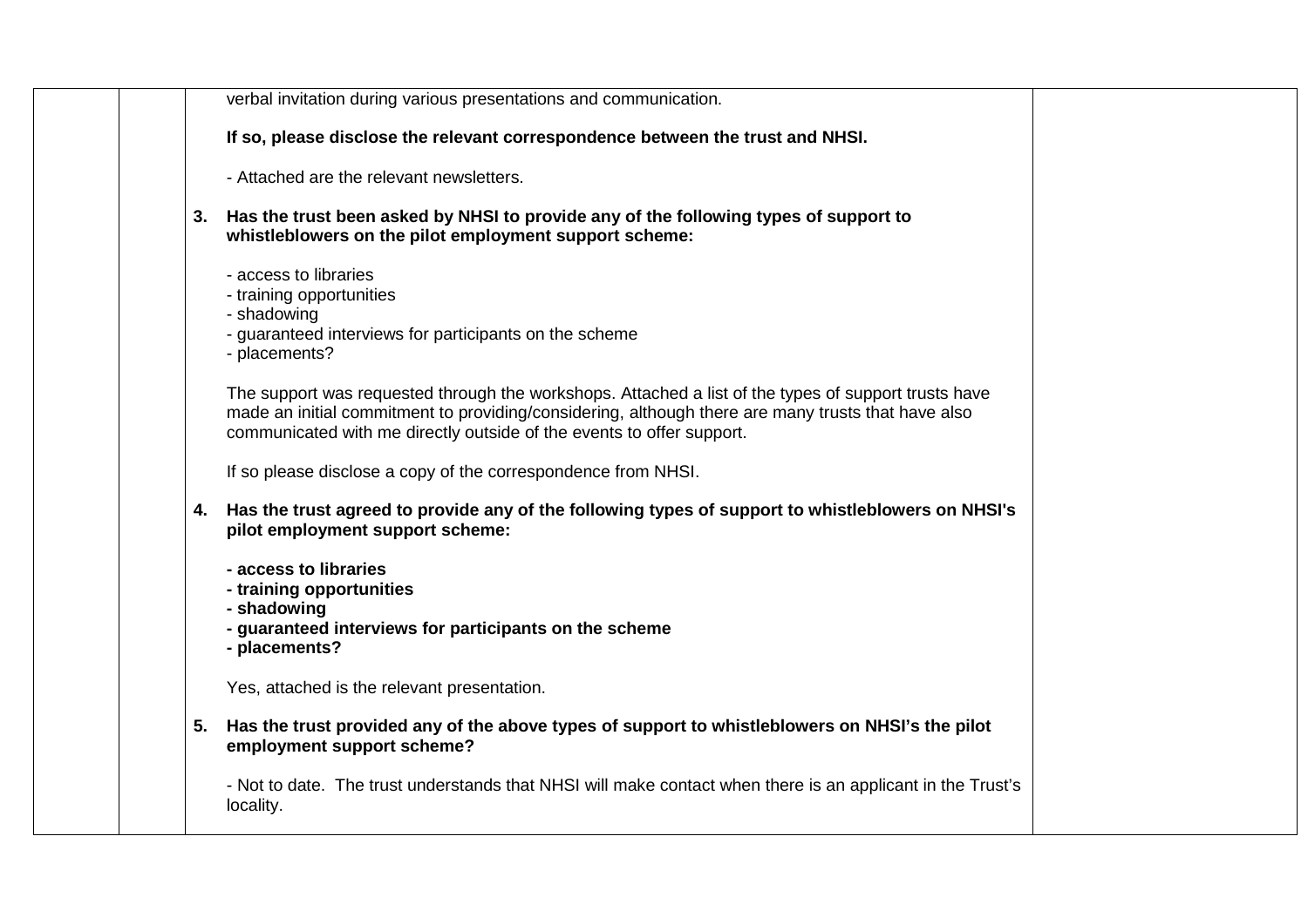verbal invitation during various presentations and communication.

**If so, please disclose the relevant correspondence between the trust and NHSI.**

- Attached are the relevant newsletters.

**3. Has the trust been asked by NHSI to provide any of the following types of support to whistleblowers on the pilot employment support scheme:**

- access to libraries
- training opportunities
- shadowing
- guaranteed interviews for participants on the scheme
- placements?

The support was requested through the workshops. Attached a list of the types of support trusts have made an initial commitment to providing/considering, although there are many trusts that have also communicated with me directly outside of the events to offer support.

If so please disclose a copy of the correspondence from NHSI.

**4. Has the trust agreed to provide any of the following types of support to whistleblowers on NHSI's pilot employment support scheme:**

**- access to libraries**
**- training opportunities**
**- shadowing**
**- guaranteed interviews for participants on the scheme**
**- placements?**

Yes, attached is the relevant presentation.

**5. Has the trust provided any of the above types of support to whistleblowers on NHSI's the pilot employment support scheme?**

- Not to date. The trust understands that NHSI will make contact when there is an applicant in the Trust's locality.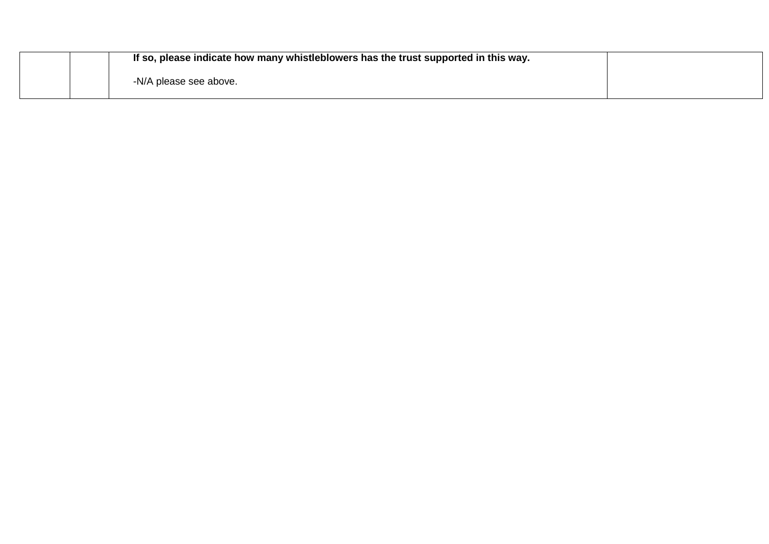| | | | |
|---|---|---|---|
| | | **If so, please indicate how many whistleblowers has the trust supported in this way.**<br><br>-N/A please see above. | |